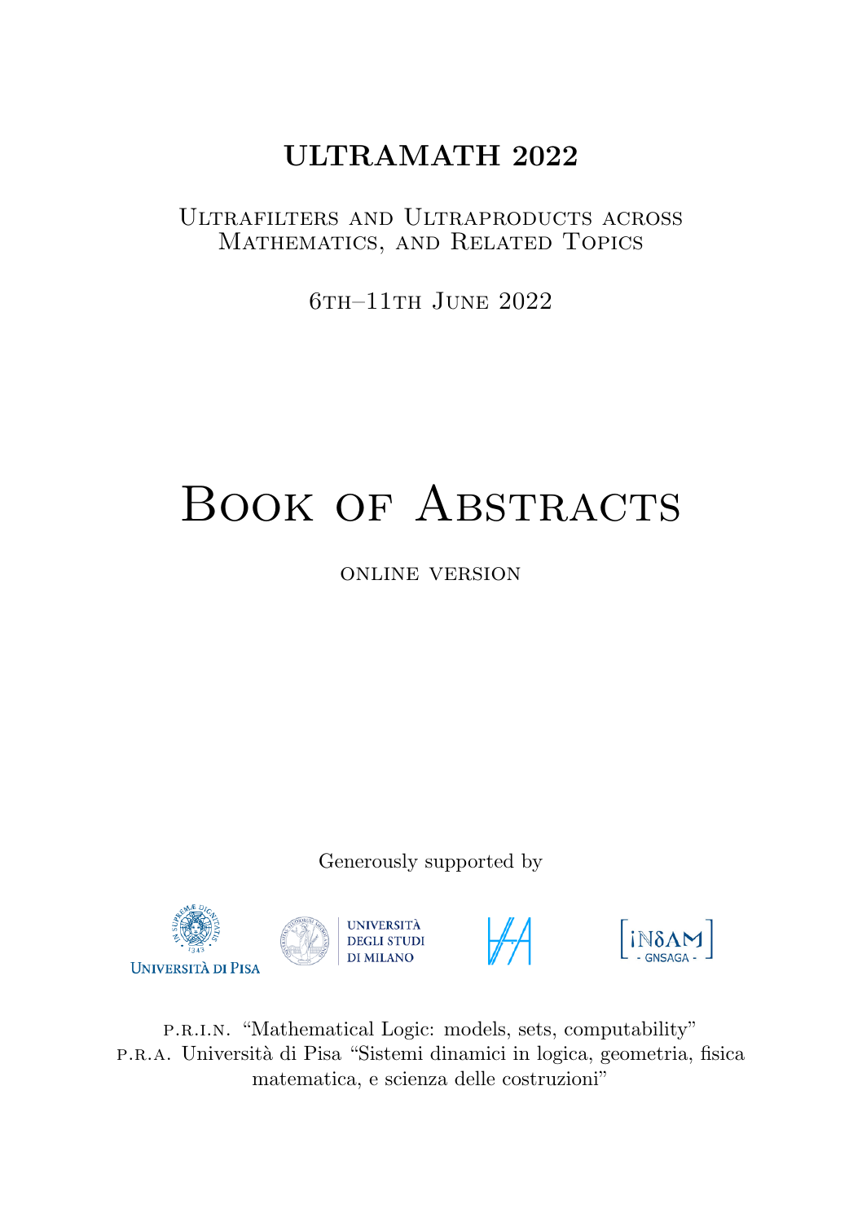# ULTRAMATH 2022

Ultrafilters and Ultraproducts across Mathematics, and Related Topics

6th–11th June 2022

# Book of Abstracts

online version

Generously supported by

Università di Pisa

Università degli Studi di Milano

INdAM - GNSAGA -

P.R.I.N. "Mathematical Logic: models, sets, computability"

P.R.A. Università di Pisa "Sistemi dinamici in logica, geometria, fisica matematica, e scienza delle costruzioni"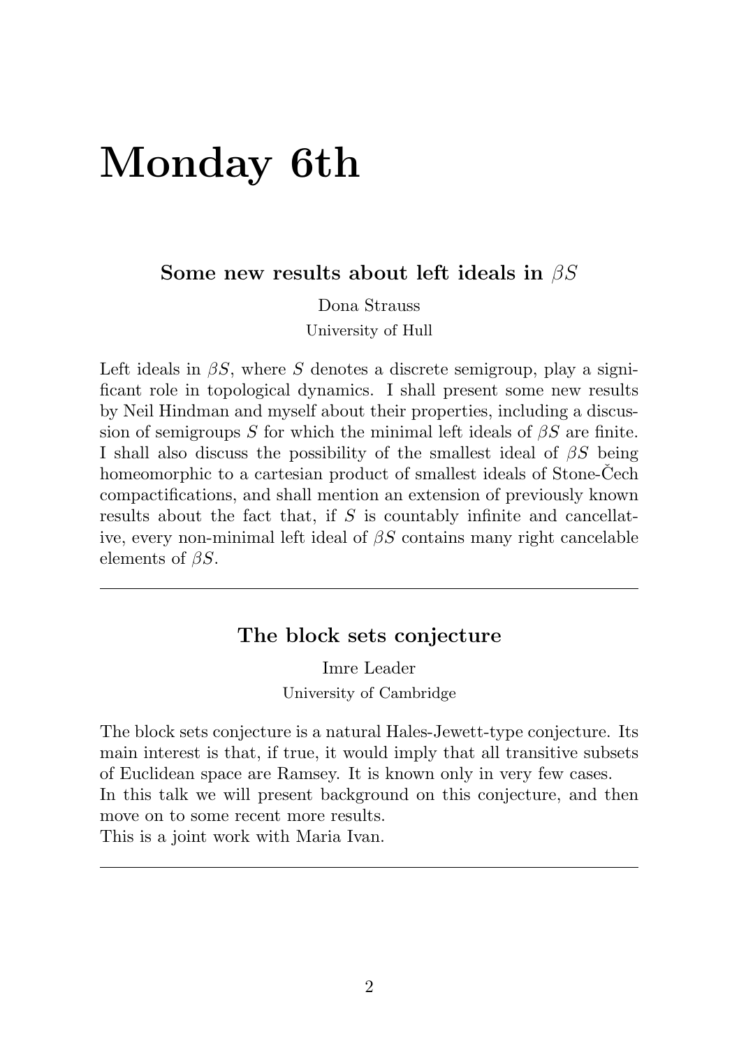# Monday 6th

## Some new results about left ideals in $\beta S$

Dona Strauss

University of Hull

Left ideals in $\beta S$, where $S$ denotes a discrete semigroup, play a significant role in topological dynamics. I shall present some new results by Neil Hindman and myself about their properties, including a discussion of semigroups $S$ for which the minimal left ideals of $\beta S$ are finite. I shall also discuss the possibility of the smallest ideal of $\beta S$ being homeomorphic to a cartesian product of smallest ideals of Stone-Čech compactifications, and shall mention an extension of previously known results about the fact that, if $S$ is countably infinite and cancellative, every non-minimal left ideal of $\beta S$ contains many right cancelable elements of $\beta S$.

---

## The block sets conjecture

Imre Leader

University of Cambridge

The block sets conjecture is a natural Hales-Jewett-type conjecture. Its main interest is that, if true, it would imply that all transitive subsets of Euclidean space are Ramsey. It is known only in very few cases.
In this talk we will present background on this conjecture, and then move on to some recent more results.
This is a joint work with Maria Ivan.

---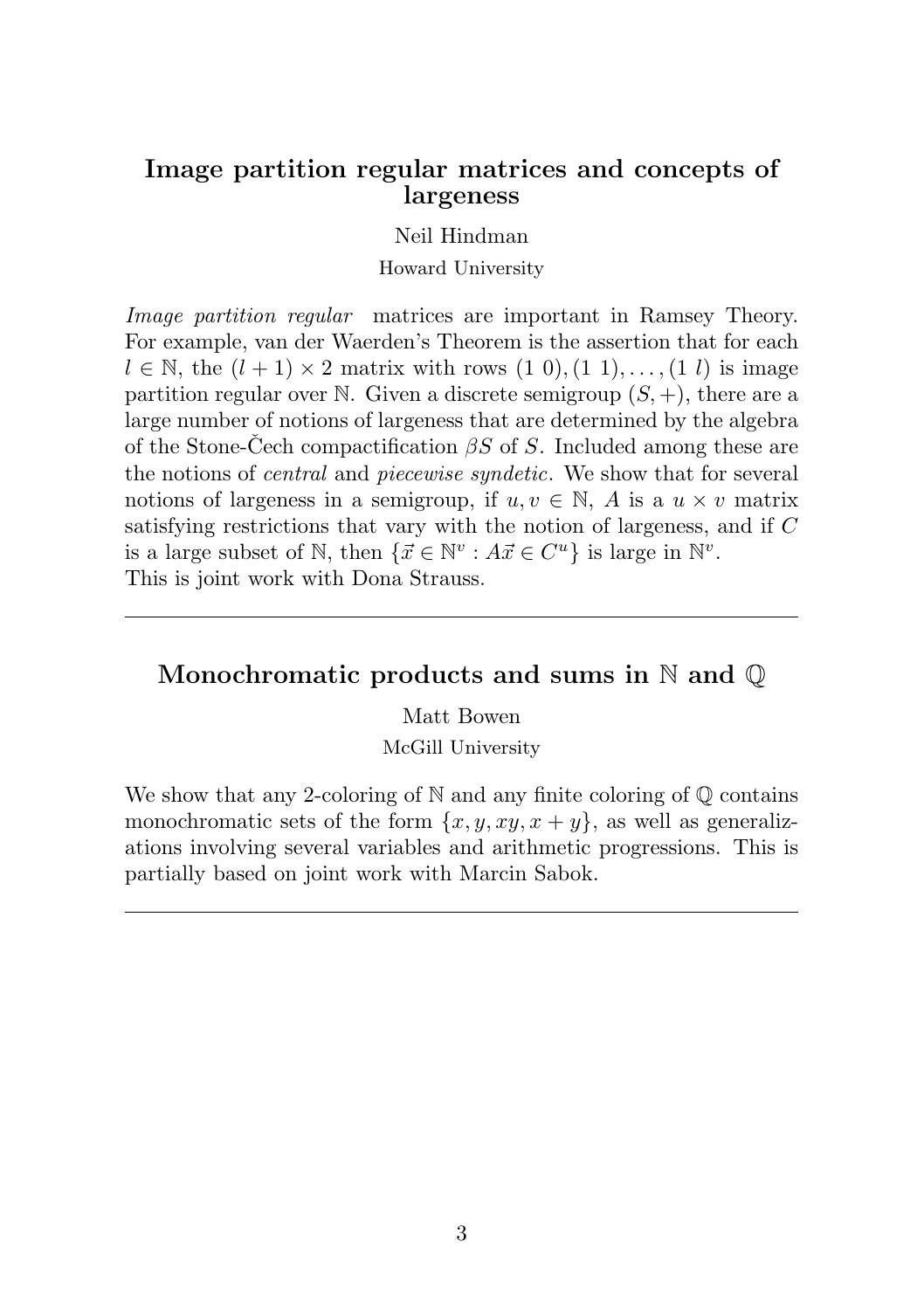## Image partition regular matrices and concepts of largeness

Neil Hindman

Howard University

*Image partition regular* matrices are important in Ramsey Theory. For example, van der Waerden's Theorem is the assertion that for each $l \in \mathbb{N}$, the $(l+1) \times 2$ matrix with rows $(1\ 0), (1\ 1), \ldots, (1\ l)$ is image partition regular over $\mathbb{N}$. Given a discrete semigroup $(S, +)$, there are a large number of notions of largeness that are determined by the algebra of the Stone-Čech compactification $\beta S$ of $S$. Included among these are the notions of *central* and *piecewise syndetic*. We show that for several notions of largeness in a semigroup, if $u, v \in \mathbb{N}$, $A$ is a $u \times v$ matrix satisfying restrictions that vary with the notion of largeness, and if $C$ is a large subset of $\mathbb{N}$, then $\{\vec{x} \in \mathbb{N}^v : A\vec{x} \in C^u\}$ is large in $\mathbb{N}^v$.
This is joint work with Dona Strauss.

---

## Monochromatic products and sums in $\mathbb{N}$ and $\mathbb{Q}$

Matt Bowen

McGill University

We show that any 2-coloring of $\mathbb{N}$ and any finite coloring of $\mathbb{Q}$ contains monochromatic sets of the form $\{x, y, xy, x+y\}$, as well as generalizations involving several variables and arithmetic progressions. This is partially based on joint work with Marcin Sabok.

---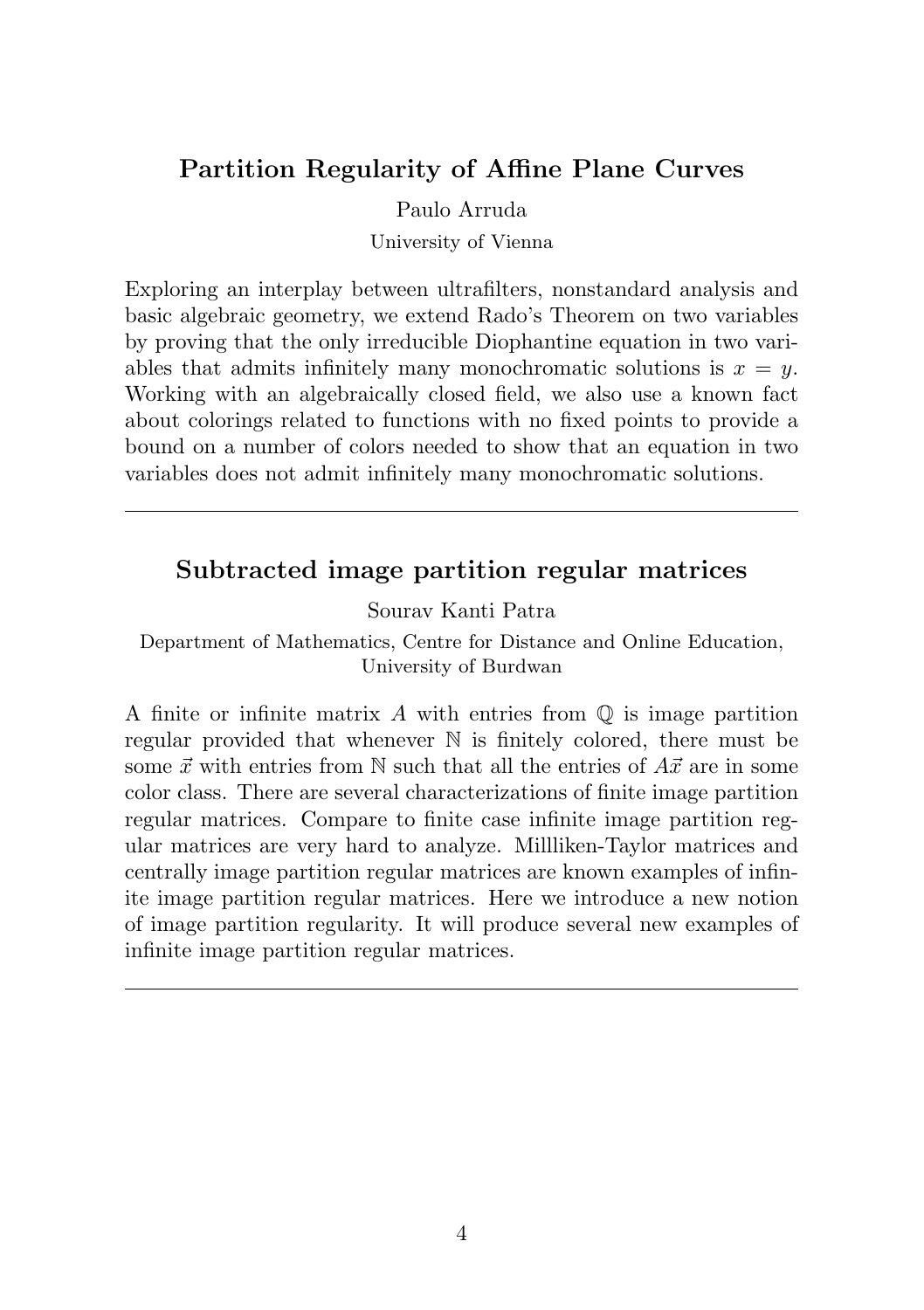## Partition Regularity of Affine Plane Curves

Paulo Arruda

University of Vienna

Exploring an interplay between ultrafilters, nonstandard analysis and basic algebraic geometry, we extend Rado's Theorem on two variables by proving that the only irreducible Diophantine equation in two variables that admits infinitely many monochromatic solutions is $x = y$. Working with an algebraically closed field, we also use a known fact about colorings related to functions with no fixed points to provide a bound on a number of colors needed to show that an equation in two variables does not admit infinitely many monochromatic solutions.

---

## Subtracted image partition regular matrices

Sourav Kanti Patra

Department of Mathematics, Centre for Distance and Online Education, University of Burdwan

A finite or infinite matrix $A$ with entries from $\mathbb{Q}$ is image partition regular provided that whenever $\mathbb{N}$ is finitely colored, there must be some $\vec{x}$ with entries from $\mathbb{N}$ such that all the entries of $A\vec{x}$ are in some color class. There are several characterizations of finite image partition regular matrices. Compare to finite case infinite image partition regular matrices are very hard to analyze. Millliken-Taylor matrices and centrally image partition regular matrices are known examples of infinite image partition regular matrices. Here we introduce a new notion of image partition regularity. It will produce several new examples of infinite image partition regular matrices.

---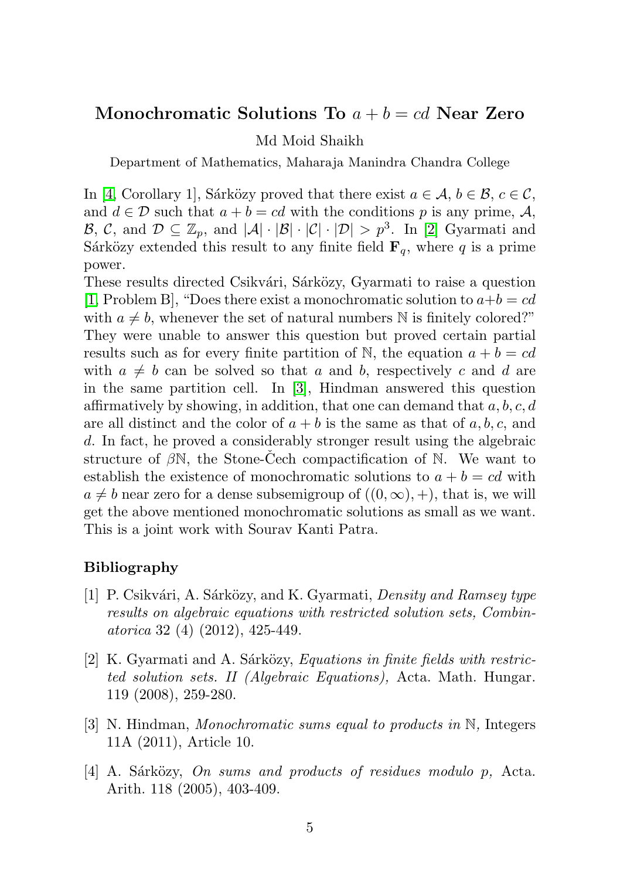# Monochromatic Solutions To $a + b = cd$ Near Zero

Md Moid Shaikh

Department of Mathematics, Maharaja Manindra Chandra College

In [4, Corollary 1], Sárközy proved that there exist $a \in \mathcal{A}$, $b \in \mathcal{B}$, $c \in \mathcal{C}$, and $d \in \mathcal{D}$ such that $a + b = cd$ with the conditions $p$ is any prime, $\mathcal{A}$, $\mathcal{B}$, $\mathcal{C}$, and $\mathcal{D} \subseteq \mathbb{Z}_p$, and $|\mathcal{A}| \cdot |\mathcal{B}| \cdot |\mathcal{C}| \cdot |\mathcal{D}| > p^3$. In [2] Gyarmati and Sárközy extended this result to any finite field $\mathbf{F}_q$, where $q$ is a prime power.

These results directed Csikvári, Sárközy, Gyarmati to raise a question [1, Problem B], "Does there exist a monochromatic solution to $a+b = cd$ with $a \neq b$, whenever the set of natural numbers $\mathbb{N}$ is finitely colored?" They were unable to answer this question but proved certain partial results such as for every finite partition of $\mathbb{N}$, the equation $a + b = cd$ with $a \neq b$ can be solved so that $a$ and $b$, respectively $c$ and $d$ are in the same partition cell. In [3], Hindman answered this question affirmatively by showing, in addition, that one can demand that $a, b, c, d$ are all distinct and the color of $a + b$ is the same as that of $a, b, c$, and $d$. In fact, he proved a considerably stronger result using the algebraic structure of $\beta\mathbb{N}$, the Stone-Čech compactification of $\mathbb{N}$. We want to establish the existence of monochromatic solutions to $a + b = cd$ with $a \neq b$ near zero for a dense subsemigroup of $((0, \infty), +)$, that is, we will get the above mentioned monochromatic solutions as small as we want. This is a joint work with Sourav Kanti Patra.

### Bibliography

[1] P. Csikvári, A. Sárközy, and K. Gyarmati, *Density and Ramsey type results on algebraic equations with restricted solution sets, Combinatorica* 32 (4) (2012), 425-449.

[2] K. Gyarmati and A. Sárközy, *Equations in finite fields with restricted solution sets. II (Algebraic Equations),* Acta. Math. Hungar. 119 (2008), 259-280.

[3] N. Hindman, *Monochromatic sums equal to products in* $\mathbb{N}$*,* Integers 11A (2011), Article 10.

[4] A. Sárközy, *On sums and products of residues modulo p,* Acta. Arith. 118 (2005), 403-409.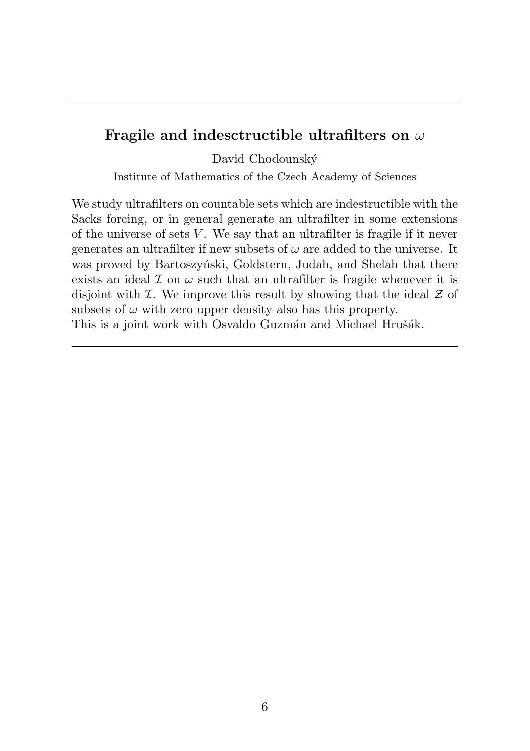## Fragile and indesctructible ultrafilters on $\omega$

David Chodounský

Institute of Mathematics of the Czech Academy of Sciences

We study ultrafilters on countable sets which are indestructible with the Sacks forcing, or in general generate an ultrafilter in some extensions of the universe of sets $V$. We say that an ultrafilter is fragile if it never generates an ultrafilter if new subsets of $\omega$ are added to the universe. It was proved by Bartoszyński, Goldstern, Judah, and Shelah that there exists an ideal $\mathcal{I}$ on $\omega$ such that an ultrafilter is fragile whenever it is disjoint with $\mathcal{I}$. We improve this result by showing that the ideal $\mathcal{Z}$ of subsets of $\omega$ with zero upper density also has this property.
This is a joint work with Osvaldo Guzmán and Michael Hrušák.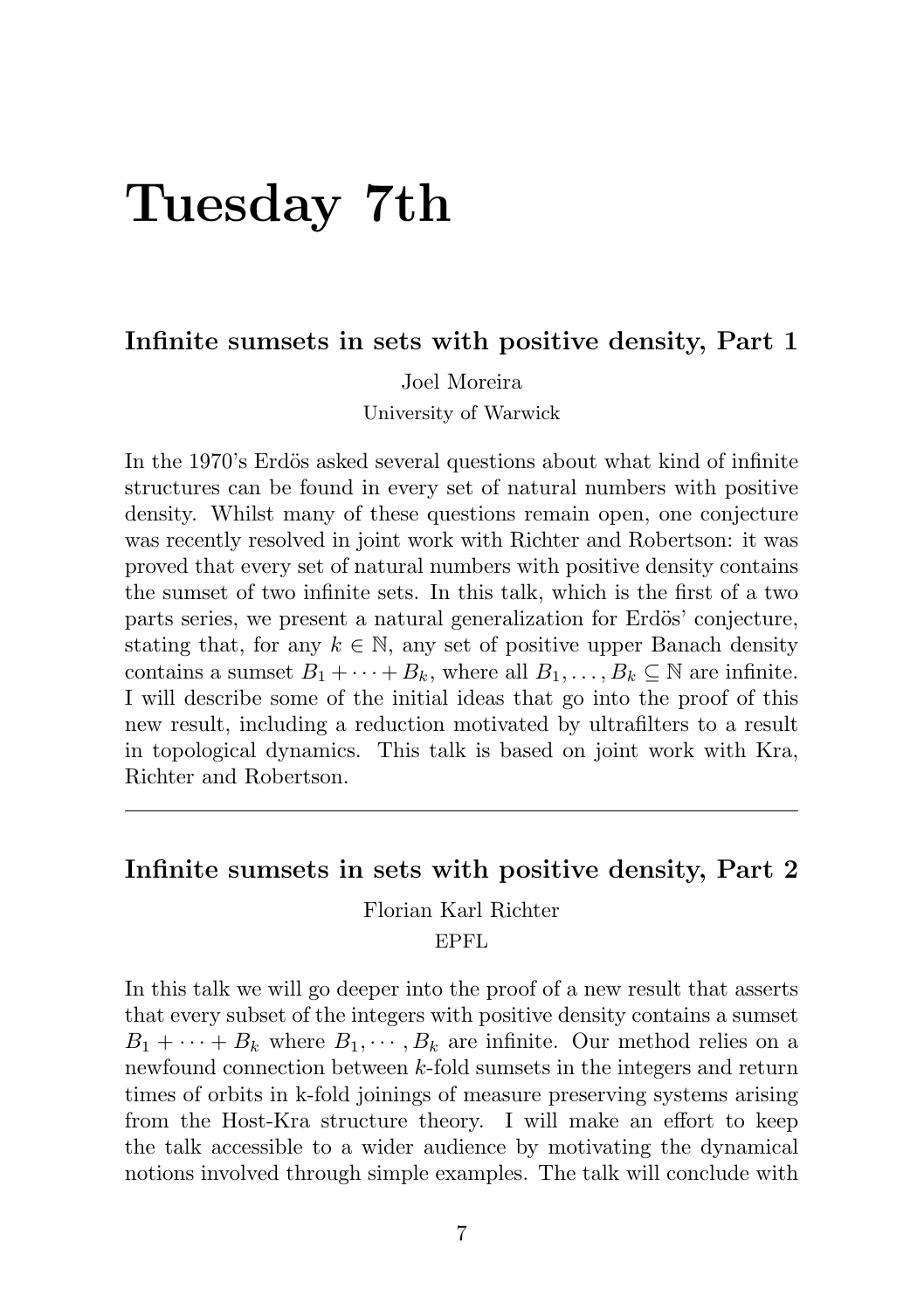# Tuesday 7th

### Infinite sumsets in sets with positive density, Part 1

Joel Moreira

University of Warwick

In the 1970's Erdös asked several questions about what kind of infinite structures can be found in every set of natural numbers with positive density. Whilst many of these questions remain open, one conjecture was recently resolved in joint work with Richter and Robertson: it was proved that every set of natural numbers with positive density contains the sumset of two infinite sets. In this talk, which is the first of a two parts series, we present a natural generalization for Erdös' conjecture, stating that, for any $k \in \mathbb{N}$, any set of positive upper Banach density contains a sumset $B_1 + \cdots + B_k$, where all $B_1, \ldots, B_k \subseteq \mathbb{N}$ are infinite. I will describe some of the initial ideas that go into the proof of this new result, including a reduction motivated by ultrafilters to a result in topological dynamics. This talk is based on joint work with Kra, Richter and Robertson.

---

### Infinite sumsets in sets with positive density, Part 2

Florian Karl Richter

EPFL

In this talk we will go deeper into the proof of a new result that asserts that every subset of the integers with positive density contains a sumset $B_1 + \cdots + B_k$ where $B_1, \cdots, B_k$ are infinite. Our method relies on a newfound connection between $k$-fold sumsets in the integers and return times of orbits in k-fold joinings of measure preserving systems arising from the Host-Kra structure theory. I will make an effort to keep the talk accessible to a wider audience by motivating the dynamical notions involved through simple examples. The talk will conclude with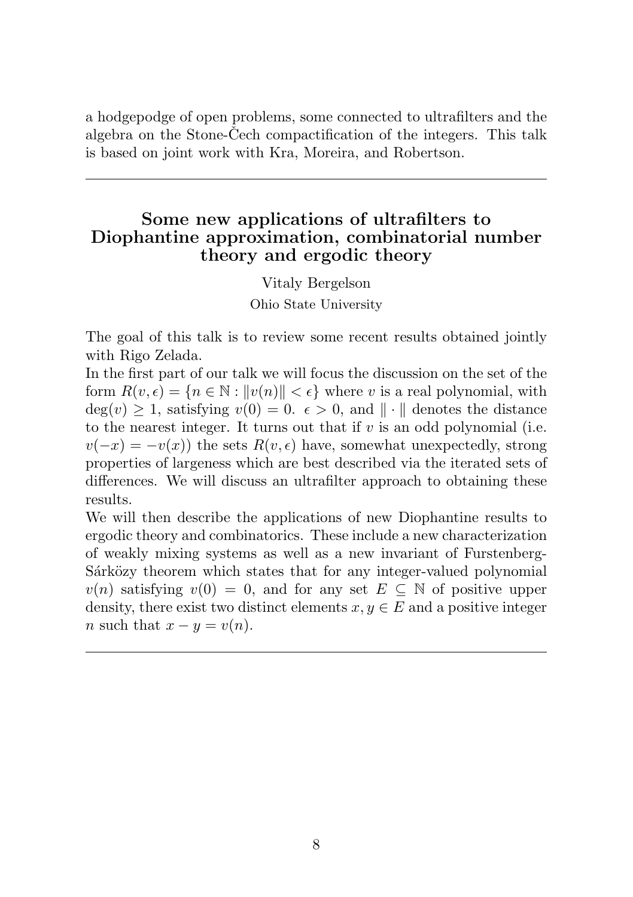a hodgepodge of open problems, some connected to ultrafilters and the algebra on the Stone-Čech compactification of the integers. This talk is based on joint work with Kra, Moreira, and Robertson.

---

## Some new applications of ultrafilters to Diophantine approximation, combinatorial number theory and ergodic theory

Vitaly Bergelson

Ohio State University

The goal of this talk is to review some recent results obtained jointly with Rigo Zelada.

In the first part of our talk we will focus the discussion on the set of the form $R(v, \epsilon) = \{n \in \mathbb{N} : \|v(n)\| < \epsilon\}$ where $v$ is a real polynomial, with $\deg(v) \geq 1$, satisfying $v(0) = 0$. $\epsilon > 0$, and $\| \cdot \|$ denotes the distance to the nearest integer. It turns out that if $v$ is an odd polynomial (i.e. $v(-x) = -v(x)$) the sets $R(v, \epsilon)$ have, somewhat unexpectedly, strong properties of largeness which are best described via the iterated sets of differences. We will discuss an ultrafilter approach to obtaining these results.

We will then describe the applications of new Diophantine results to ergodic theory and combinatorics. These include a new characterization of weakly mixing systems as well as a new invariant of Furstenberg-Sárközy theorem which states that for any integer-valued polynomial $v(n)$ satisfying $v(0) = 0$, and for any set $E \subseteq \mathbb{N}$ of positive upper density, there exist two distinct elements $x, y \in E$ and a positive integer $n$ such that $x - y = v(n)$.

---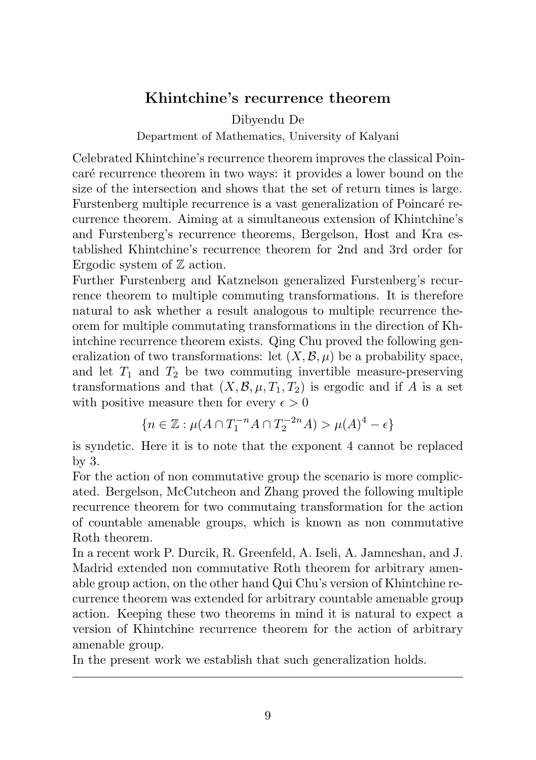## Khintchine's recurrence theorem

Dibyendu De

Department of Mathematics, University of Kalyani

Celebrated Khintchine's recurrence theorem improves the classical Poincaré recurrence theorem in two ways: it provides a lower bound on the size of the intersection and shows that the set of return times is large. Furstenberg multiple recurrence is a vast generalization of Poincaré recurrence theorem. Aiming at a simultaneous extension of Khintchine's and Furstenberg's recurrence theorems, Bergelson, Host and Kra established Khintchine's recurrence theorem for 2nd and 3rd order for Ergodic system of $\mathbb{Z}$ action.

Further Furstenberg and Katznelson generalized Furstenberg's recurrence theorem to multiple commuting transformations. It is therefore natural to ask whether a result analogous to multiple recurrence theorem for multiple commutating transformations in the direction of Khintchine recurrence theorem exists. Qing Chu proved the following generalization of two transformations: let $(X, \mathcal{B}, \mu)$ be a probability space, and let $T_1$ and $T_2$ be two commuting invertible measure-preserving transformations and that $(X, \mathcal{B}, \mu, T_1, T_2)$ is ergodic and if $A$ is a set with positive measure then for every $\epsilon > 0$

$$\{n \in \mathbb{Z} : \mu(A \cap T_1^{-n} A \cap T_2^{-2n} A) > \mu(A)^4 - \epsilon\}$$

is syndetic. Here it is to note that the exponent 4 cannot be replaced by 3.

For the action of non commutative group the scenario is more complicated. Bergelson, McCutcheon and Zhang proved the following multiple recurrence theorem for two commutaing transformation for the action of countable amenable groups, which is known as non commutative Roth theorem.

In a recent work P. Durcik, R. Greenfeld, A. Iseli, A. Jamneshan, and J. Madrid extended non commutative Roth theorem for arbitrary amenable group action, on the other hand Qui Chu's version of Khintchine recurrence theorem was extended for arbitrary countable amenable group action. Keeping these two theorems in mind it is natural to expect a version of Khintchine recurrence theorem for the action of arbitrary amenable group.

In the present work we establish that such generalization holds.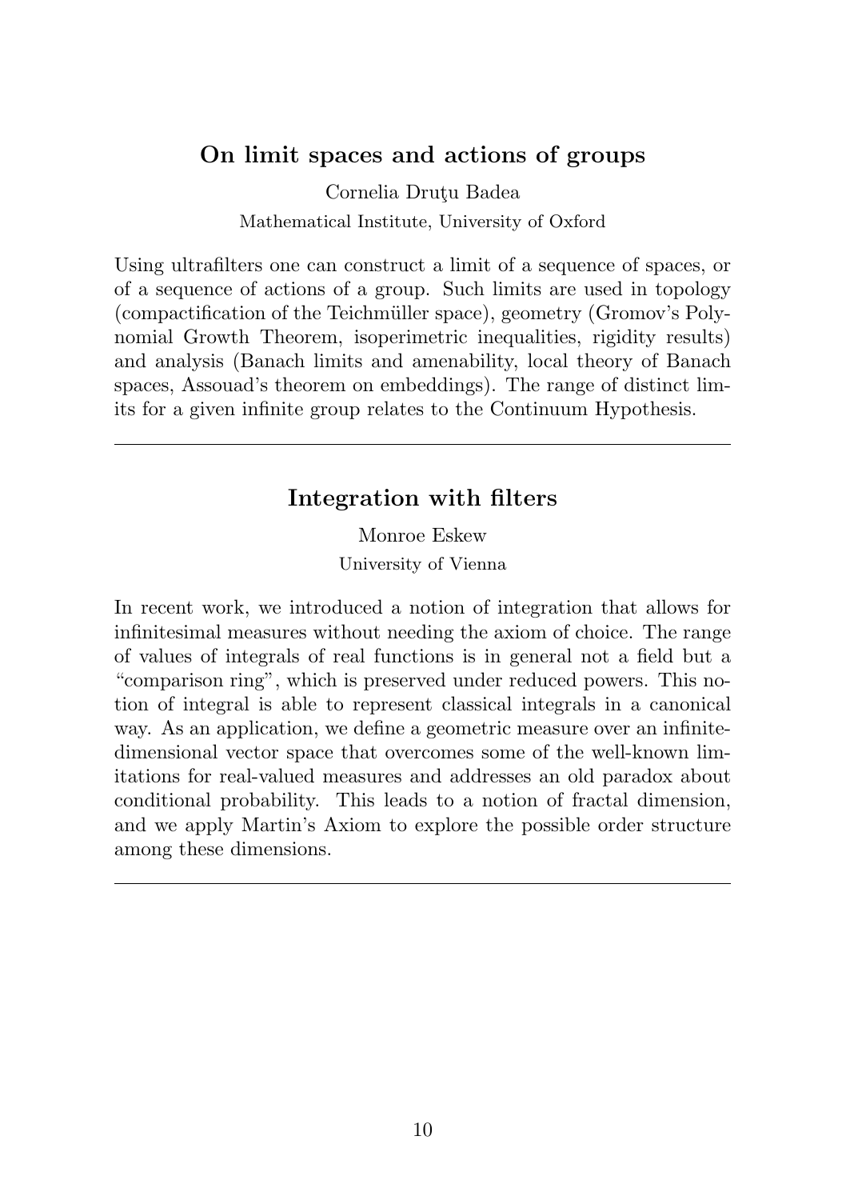## On limit spaces and actions of groups

Cornelia Druţu Badea

Mathematical Institute, University of Oxford

Using ultrafilters one can construct a limit of a sequence of spaces, or of a sequence of actions of a group. Such limits are used in topology (compactification of the Teichmüller space), geometry (Gromov's Polynomial Growth Theorem, isoperimetric inequalities, rigidity results) and analysis (Banach limits and amenability, local theory of Banach spaces, Assouad's theorem on embeddings). The range of distinct limits for a given infinite group relates to the Continuum Hypothesis.

---

## Integration with filters

Monroe Eskew

University of Vienna

In recent work, we introduced a notion of integration that allows for infinitesimal measures without needing the axiom of choice. The range of values of integrals of real functions is in general not a field but a "comparison ring", which is preserved under reduced powers. This notion of integral is able to represent classical integrals in a canonical way. As an application, we define a geometric measure over an infinite-dimensional vector space that overcomes some of the well-known limitations for real-valued measures and addresses an old paradox about conditional probability. This leads to a notion of fractal dimension, and we apply Martin's Axiom to explore the possible order structure among these dimensions.

---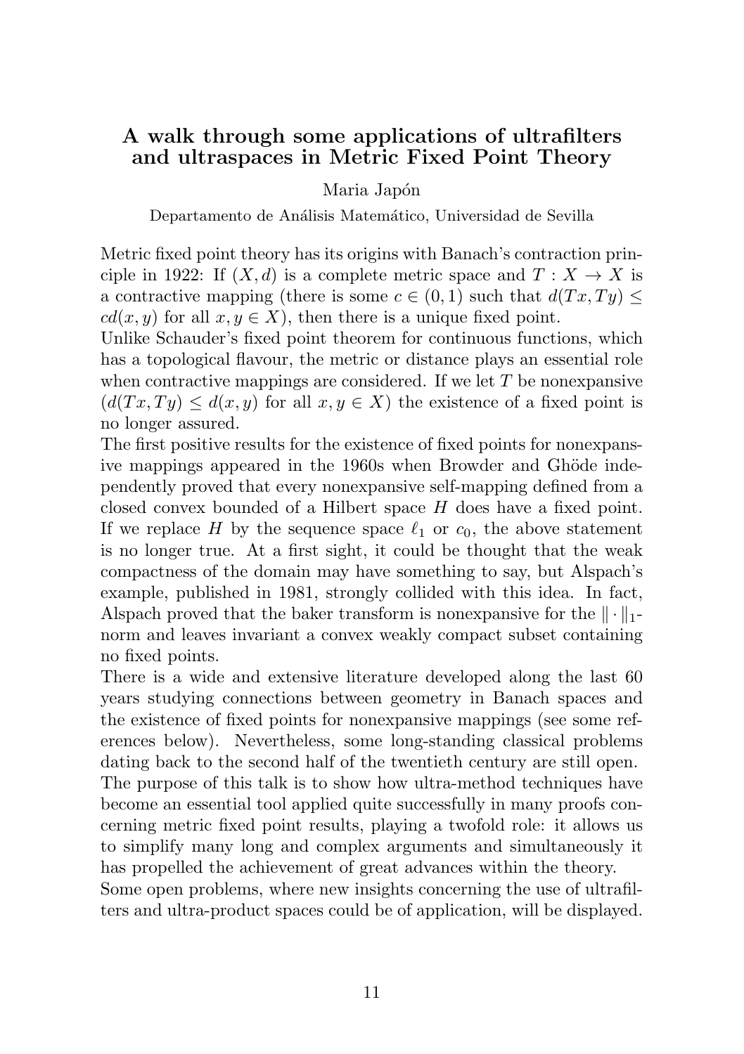## A walk through some applications of ultrafilters and ultraspaces in Metric Fixed Point Theory

Maria Japón

Departamento de Análisis Matemático, Universidad de Sevilla

Metric fixed point theory has its origins with Banach's contraction principle in 1922: If $(X, d)$ is a complete metric space and $T : X \to X$ is a contractive mapping (there is some $c \in (0, 1)$ such that $d(Tx, Ty) \leq cd(x, y)$ for all $x, y \in X$), then there is a unique fixed point.

Unlike Schauder's fixed point theorem for continuous functions, which has a topological flavour, the metric or distance plays an essential role when contractive mappings are considered. If we let $T$ be nonexpansive ($d(Tx, Ty) \leq d(x, y)$ for all $x, y \in X$) the existence of a fixed point is no longer assured.

The first positive results for the existence of fixed points for nonexpansive mappings appeared in the 1960s when Browder and Ghöde independently proved that every nonexpansive self-mapping defined from a closed convex bounded of a Hilbert space $H$ does have a fixed point. If we replace $H$ by the sequence space $\ell_1$ or $c_0$, the above statement is no longer true. At a first sight, it could be thought that the weak compactness of the domain may have something to say, but Alspach's example, published in 1981, strongly collided with this idea. In fact, Alspach proved that the baker transform is nonexpansive for the $\|\cdot\|_1$-norm and leaves invariant a convex weakly compact subset containing no fixed points.

There is a wide and extensive literature developed along the last 60 years studying connections between geometry in Banach spaces and the existence of fixed points for nonexpansive mappings (see some references below). Nevertheless, some long-standing classical problems dating back to the second half of the twentieth century are still open.

The purpose of this talk is to show how ultra-method techniques have become an essential tool applied quite successfully in many proofs concerning metric fixed point results, playing a twofold role: it allows us to simplify many long and complex arguments and simultaneously it has propelled the achievement of great advances within the theory.

Some open problems, where new insights concerning the use of ultrafilters and ultra-product spaces could be of application, will be displayed.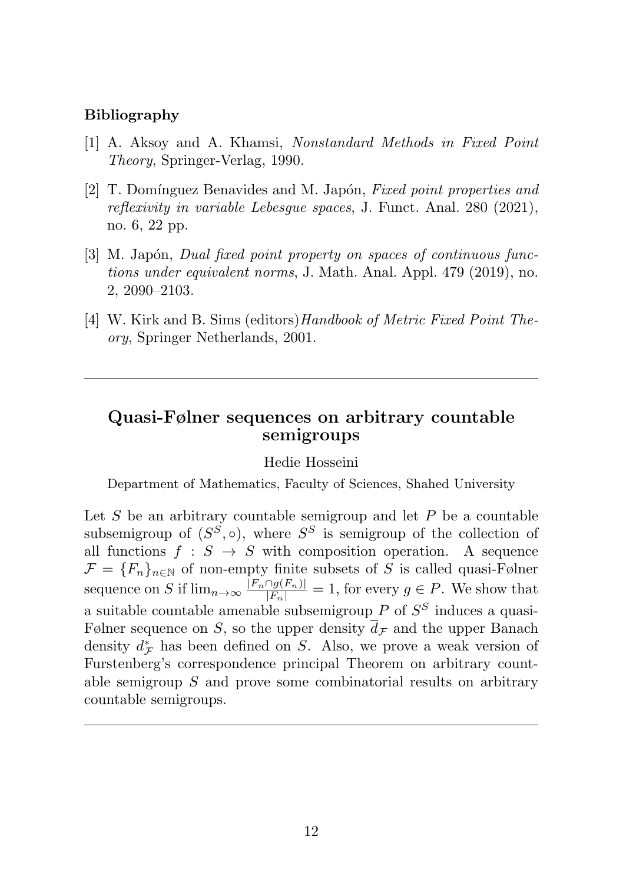### Bibliography

[1] A. Aksoy and A. Khamsi, *Nonstandard Methods in Fixed Point Theory*, Springer-Verlag, 1990.

[2] T. Domínguez Benavides and M. Japón, *Fixed point properties and reflexivity in variable Lebesgue spaces*, J. Funct. Anal. 280 (2021), no. 6, 22 pp.

[3] M. Japón, *Dual fixed point property on spaces of continuous functions under equivalent norms*, J. Math. Anal. Appl. 479 (2019), no. 2, 2090–2103.

[4] W. Kirk and B. Sims (editors)*Handbook of Metric Fixed Point Theory*, Springer Netherlands, 2001.

---

## Quasi-Følner sequences on arbitrary countable semigroups

Hedie Hosseini

Department of Mathematics, Faculty of Sciences, Shahed University

Let $S$ be an arbitrary countable semigroup and let $P$ be a countable subsemigroup of $(S^S, \circ)$, where $S^S$ is semigroup of the collection of all functions $f : S \to S$ with composition operation. A sequence $\mathcal{F} = \{F_n\}_{n\in\mathbb{N}}$ of non-empty finite subsets of $S$ is called quasi-Følner sequence on $S$ if $\lim_{n\to\infty} \frac{|F_n \cap g(F_n)|}{|F_n|} = 1$, for every $g \in P$. We show that a suitable countable amenable subsemigroup $P$ of $S^S$ induces a quasi-Følner sequence on $S$, so the upper density $\overline{d}_{\mathcal{F}}$ and the upper Banach density $d^*_{\mathcal{F}}$ has been defined on $S$. Also, we prove a weak version of Furstenberg's correspondence principal Theorem on arbitrary countable semigroup $S$ and prove some combinatorial results on arbitrary countable semigroups.

---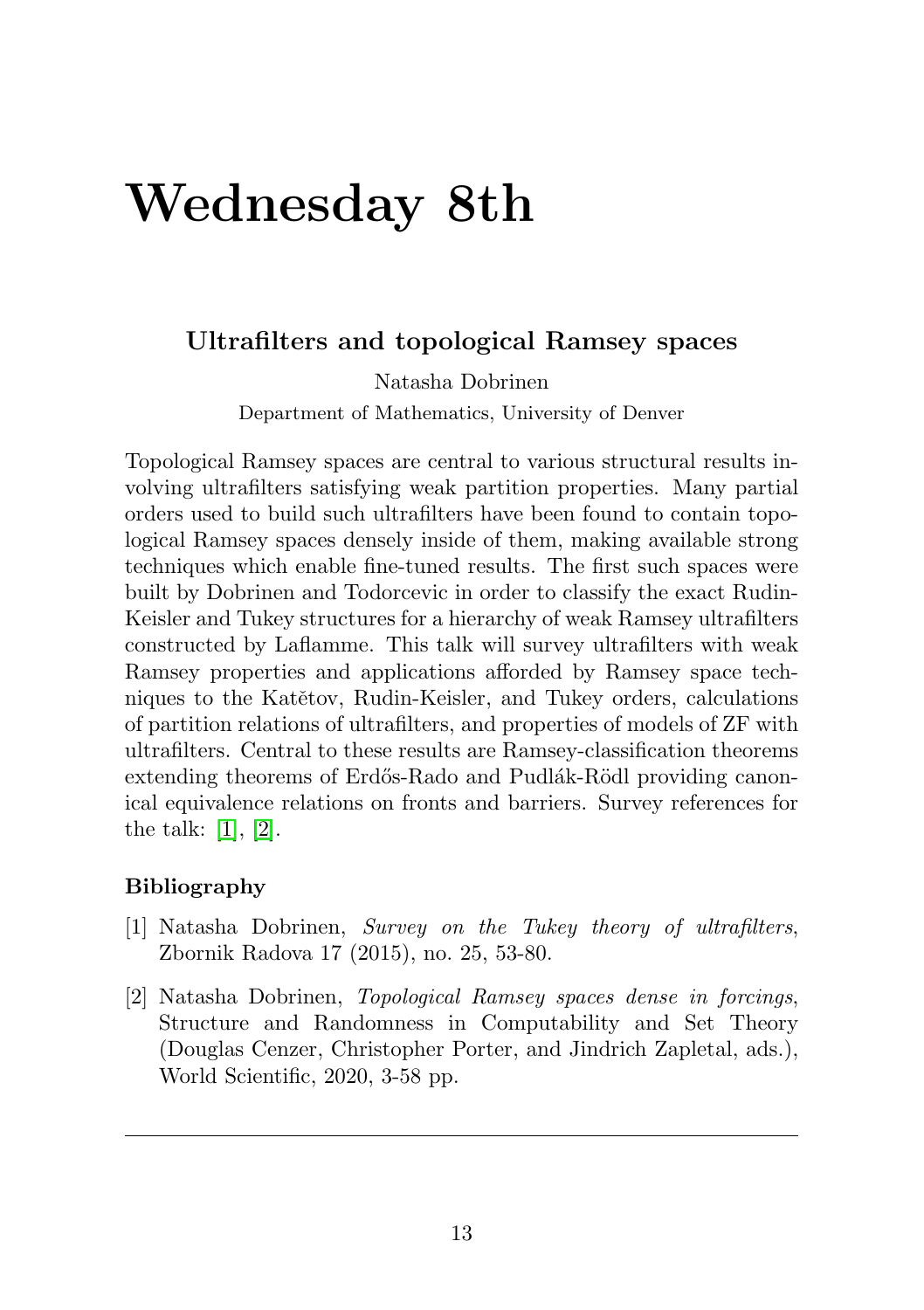# Wednesday 8th

## Ultrafilters and topological Ramsey spaces

Natasha Dobrinen

Department of Mathematics, University of Denver

Topological Ramsey spaces are central to various structural results involving ultrafilters satisfying weak partition properties. Many partial orders used to build such ultrafilters have been found to contain topological Ramsey spaces densely inside of them, making available strong techniques which enable fine-tuned results. The first such spaces were built by Dobrinen and Todorcevic in order to classify the exact Rudin-Keisler and Tukey structures for a hierarchy of weak Ramsey ultrafilters constructed by Laflamme. This talk will survey ultrafilters with weak Ramsey properties and applications afforded by Ramsey space techniques to the Katětov, Rudin-Keisler, and Tukey orders, calculations of partition relations of ultrafilters, and properties of models of ZF with ultrafilters. Central to these results are Ramsey-classification theorems extending theorems of Erdős-Rado and Pudlák-Rödl providing canonical equivalence relations on fronts and barriers. Survey references for the talk: [1], [2].

### Bibliography

[1] Natasha Dobrinen, *Survey on the Tukey theory of ultrafilters*, Zbornik Radova 17 (2015), no. 25, 53-80.

[2] Natasha Dobrinen, *Topological Ramsey spaces dense in forcings*, Structure and Randomness in Computability and Set Theory (Douglas Cenzer, Christopher Porter, and Jindrich Zapletal, ads.), World Scientific, 2020, 3-58 pp.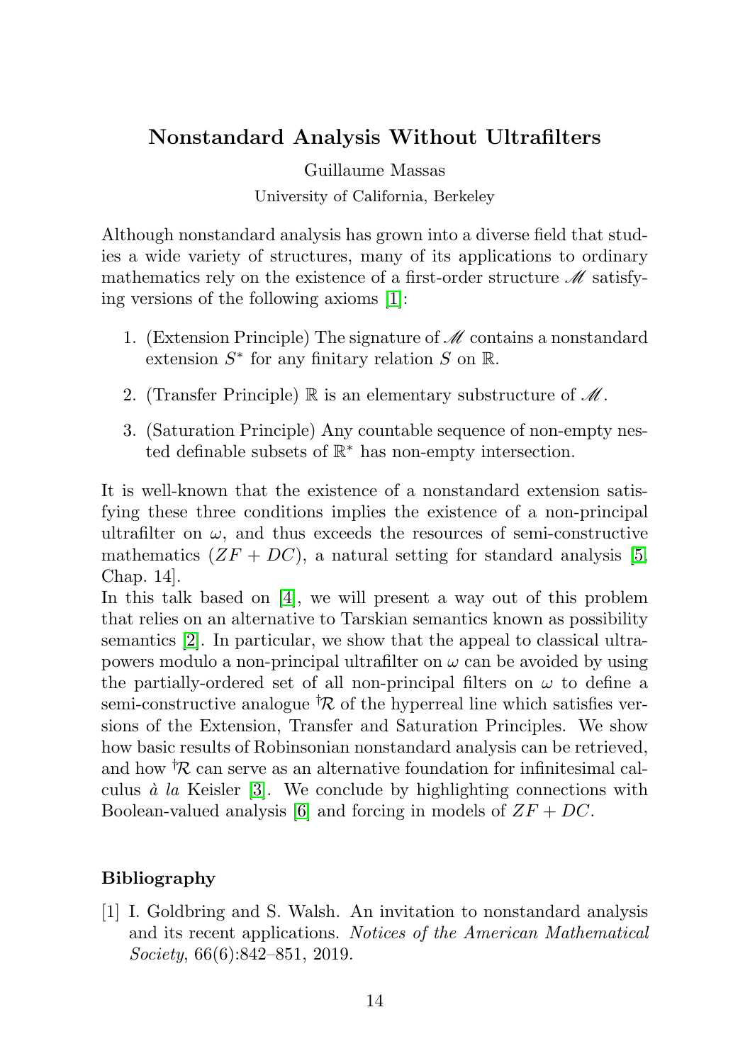## Nonstandard Analysis Without Ultrafilters

Guillaume Massas

University of California, Berkeley

Although nonstandard analysis has grown into a diverse field that studies a wide variety of structures, many of its applications to ordinary mathematics rely on the existence of a first-order structure $\mathscr{M}$ satisfying versions of the following axioms [1]:

1. (Extension Principle) The signature of $\mathscr{M}$ contains a nonstandard extension $S^*$ for any finitary relation $S$ on $\mathbb{R}$.
2. (Transfer Principle) $\mathbb{R}$ is an elementary substructure of $\mathscr{M}$.
3. (Saturation Principle) Any countable sequence of non-empty nested definable subsets of $\mathbb{R}^*$ has non-empty intersection.

It is well-known that the existence of a nonstandard extension satisfying these three conditions implies the existence of a non-principal ultrafilter on $\omega$, and thus exceeds the resources of semi-constructive mathematics ($ZF + DC$), a natural setting for standard analysis [5, Chap. 14].

In this talk based on [4], we will present a way out of this problem that relies on an alternative to Tarskian semantics known as possibility semantics [2]. In particular, we show that the appeal to classical ultrapowers modulo a non-principal ultrafilter on $\omega$ can be avoided by using the partially-ordered set of all non-principal filters on $\omega$ to define a semi-constructive analogue ${}^{\dagger}\mathcal{R}$ of the hyperreal line which satisfies versions of the Extension, Transfer and Saturation Principles. We show how basic results of Robinsonian nonstandard analysis can be retrieved, and how ${}^{\dagger}\mathcal{R}$ can serve as an alternative foundation for infinitesimal calculus *à la* Keisler [3]. We conclude by highlighting connections with Boolean-valued analysis [6] and forcing in models of $ZF + DC$.

### Bibliography

[1] I. Goldbring and S. Walsh. An invitation to nonstandard analysis and its recent applications. *Notices of the American Mathematical Society*, 66(6):842–851, 2019.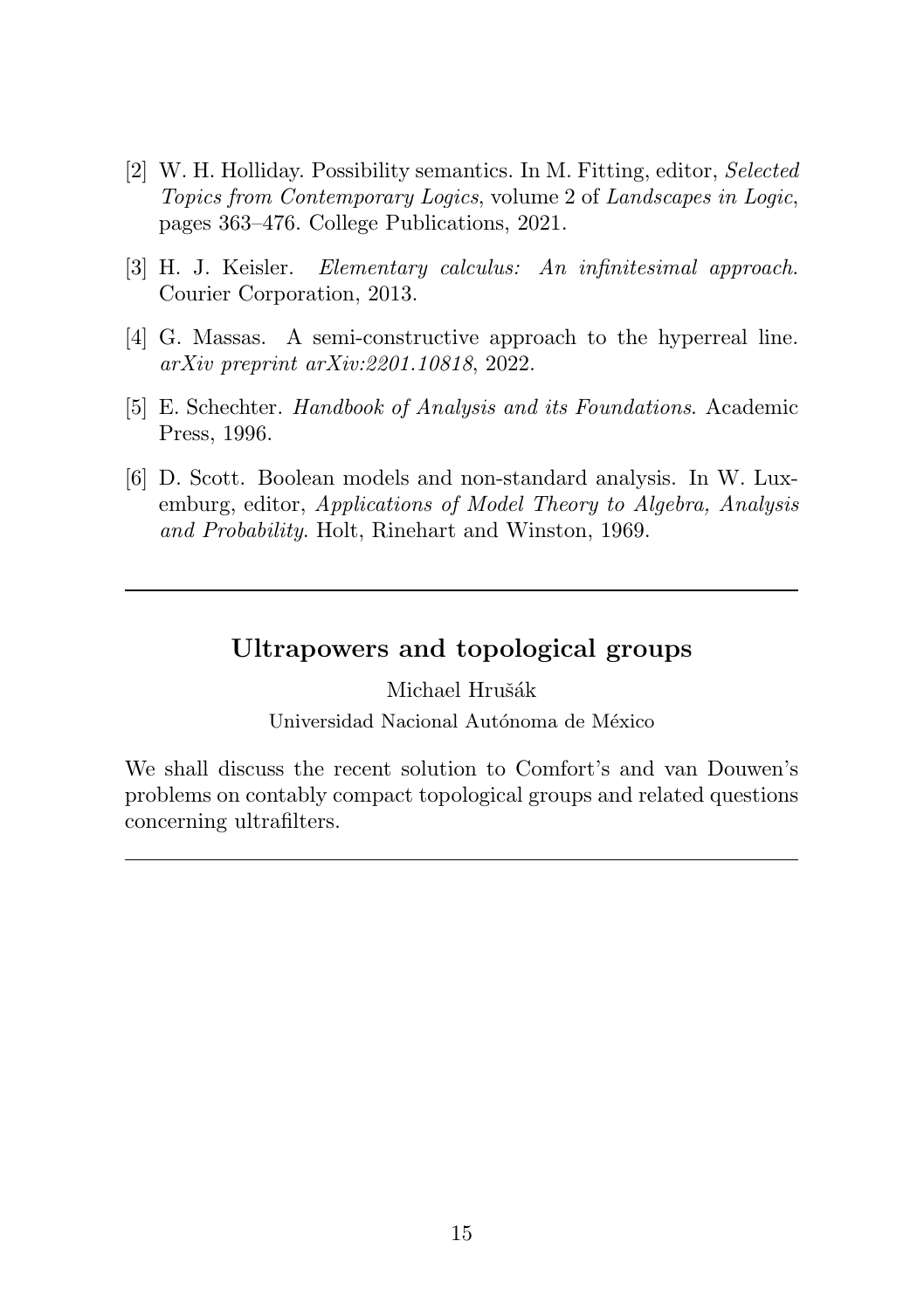[2] W. H. Holliday. Possibility semantics. In M. Fitting, editor, *Selected Topics from Contemporary Logics*, volume 2 of *Landscapes in Logic*, pages 363–476. College Publications, 2021.

[3] H. J. Keisler. *Elementary calculus: An infinitesimal approach*. Courier Corporation, 2013.

[4] G. Massas. A semi-constructive approach to the hyperreal line. *arXiv preprint arXiv:2201.10818*, 2022.

[5] E. Schechter. *Handbook of Analysis and its Foundations*. Academic Press, 1996.

[6] D. Scott. Boolean models and non-standard analysis. In W. Luxemburg, editor, *Applications of Model Theory to Algebra, Analysis and Probability*. Holt, Rinehart and Winston, 1969.

---

## Ultrapowers and topological groups

Michael Hrušák

Universidad Nacional Autónoma de México

We shall discuss the recent solution to Comfort's and van Douwen's problems on contably compact topological groups and related questions concerning ultrafilters.

---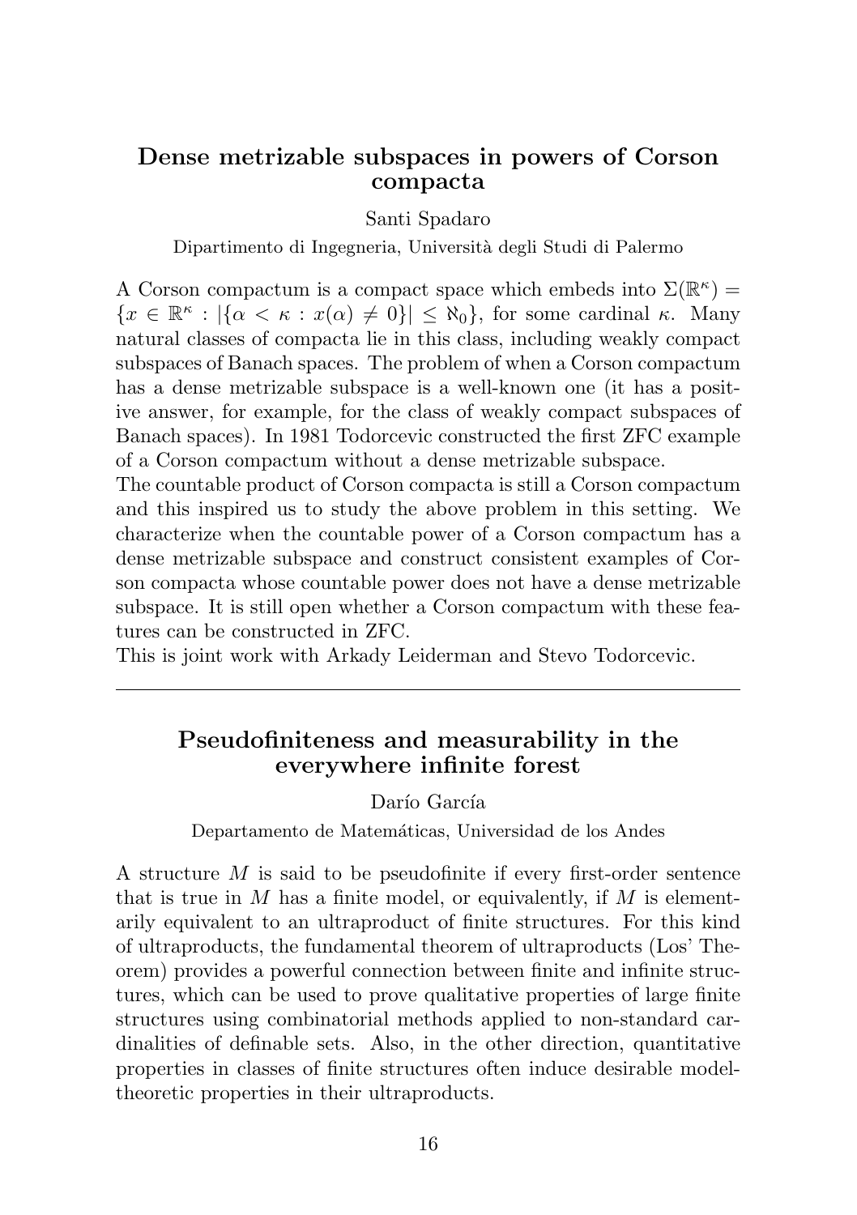## Dense metrizable subspaces in powers of Corson compacta

Santi Spadaro

Dipartimento di Ingegneria, Università degli Studi di Palermo

A Corson compactum is a compact space which embeds into $\Sigma(\mathbb{R}^\kappa) = \{x \in \mathbb{R}^\kappa : |\{\alpha < \kappa : x(\alpha) \neq 0\}| \leq \aleph_0\}$, for some cardinal $\kappa$. Many natural classes of compacta lie in this class, including weakly compact subspaces of Banach spaces. The problem of when a Corson compactum has a dense metrizable subspace is a well-known one (it has a positive answer, for example, for the class of weakly compact subspaces of Banach spaces). In 1981 Todorcevic constructed the first ZFC example of a Corson compactum without a dense metrizable subspace.

The countable product of Corson compacta is still a Corson compactum and this inspired us to study the above problem in this setting. We characterize when the countable power of a Corson compactum has a dense metrizable subspace and construct consistent examples of Corson compacta whose countable power does not have a dense metrizable subspace. It is still open whether a Corson compactum with these features can be constructed in ZFC.

This is joint work with Arkady Leiderman and Stevo Todorcevic.

---

## Pseudofiniteness and measurability in the everywhere infinite forest

Darío García

Departamento de Matemáticas, Universidad de los Andes

A structure $M$ is said to be pseudofinite if every first-order sentence that is true in $M$ has a finite model, or equivalently, if $M$ is elementarily equivalent to an ultraproduct of finite structures. For this kind of ultraproducts, the fundamental theorem of ultraproducts (Los' Theorem) provides a powerful connection between finite and infinite structures, which can be used to prove qualitative properties of large finite structures using combinatorial methods applied to non-standard cardinalities of definable sets. Also, in the other direction, quantitative properties in classes of finite structures often induce desirable model-theoretic properties in their ultraproducts.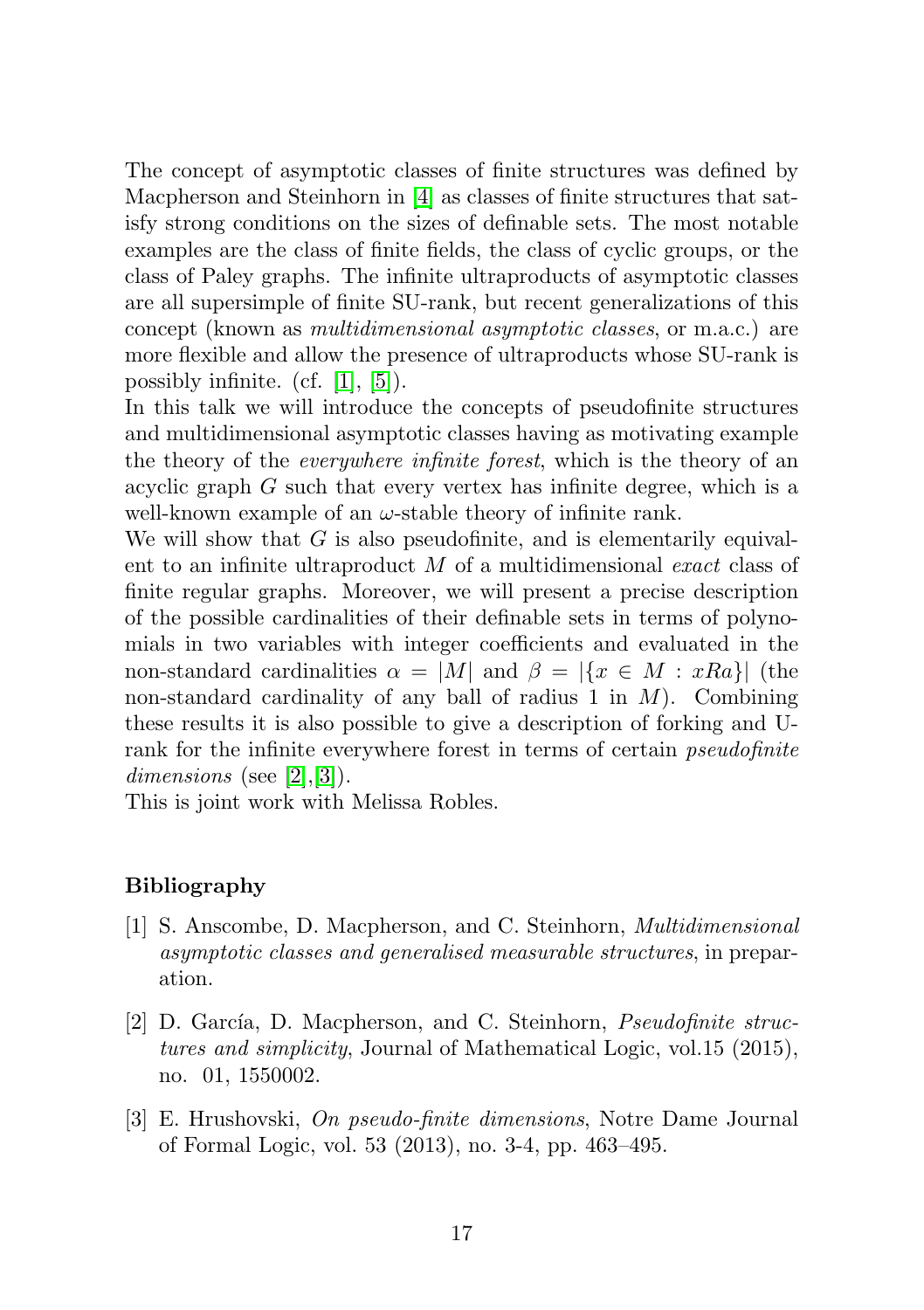The concept of asymptotic classes of finite structures was defined by Macpherson and Steinhorn in [4] as classes of finite structures that satisfy strong conditions on the sizes of definable sets. The most notable examples are the class of finite fields, the class of cyclic groups, or the class of Paley graphs. The infinite ultraproducts of asymptotic classes are all supersimple of finite SU-rank, but recent generalizations of this concept (known as *multidimensional asymptotic classes*, or m.a.c.) are more flexible and allow the presence of ultraproducts whose SU-rank is possibly infinite. (cf. [1], [5]).

In this talk we will introduce the concepts of pseudofinite structures and multidimensional asymptotic classes having as motivating example the theory of the *everywhere infinite forest*, which is the theory of an acyclic graph $G$ such that every vertex has infinite degree, which is a well-known example of an $\omega$-stable theory of infinite rank.

We will show that $G$ is also pseudofinite, and is elementarily equivalent to an infinite ultraproduct $M$ of a multidimensional *exact* class of finite regular graphs. Moreover, we will present a precise description of the possible cardinalities of their definable sets in terms of polynomials in two variables with integer coefficients and evaluated in the non-standard cardinalities $\alpha = |M|$ and $\beta = |\{x \in M : xRa\}|$ (the non-standard cardinality of any ball of radius 1 in $M$). Combining these results it is also possible to give a description of forking and U-rank for the infinite everywhere forest in terms of certain *pseudofinite dimensions* (see [2],[3]).

This is joint work with Melissa Robles.

### Bibliography

[1] S. Anscombe, D. Macpherson, and C. Steinhorn, *Multidimensional asymptotic classes and generalised measurable structures*, in preparation.

[2] D. García, D. Macpherson, and C. Steinhorn, *Pseudofinite structures and simplicity*, Journal of Mathematical Logic, vol.15 (2015), no. 01, 1550002.

[3] E. Hrushovski, *On pseudo-finite dimensions*, Notre Dame Journal of Formal Logic, vol. 53 (2013), no. 3-4, pp. 463–495.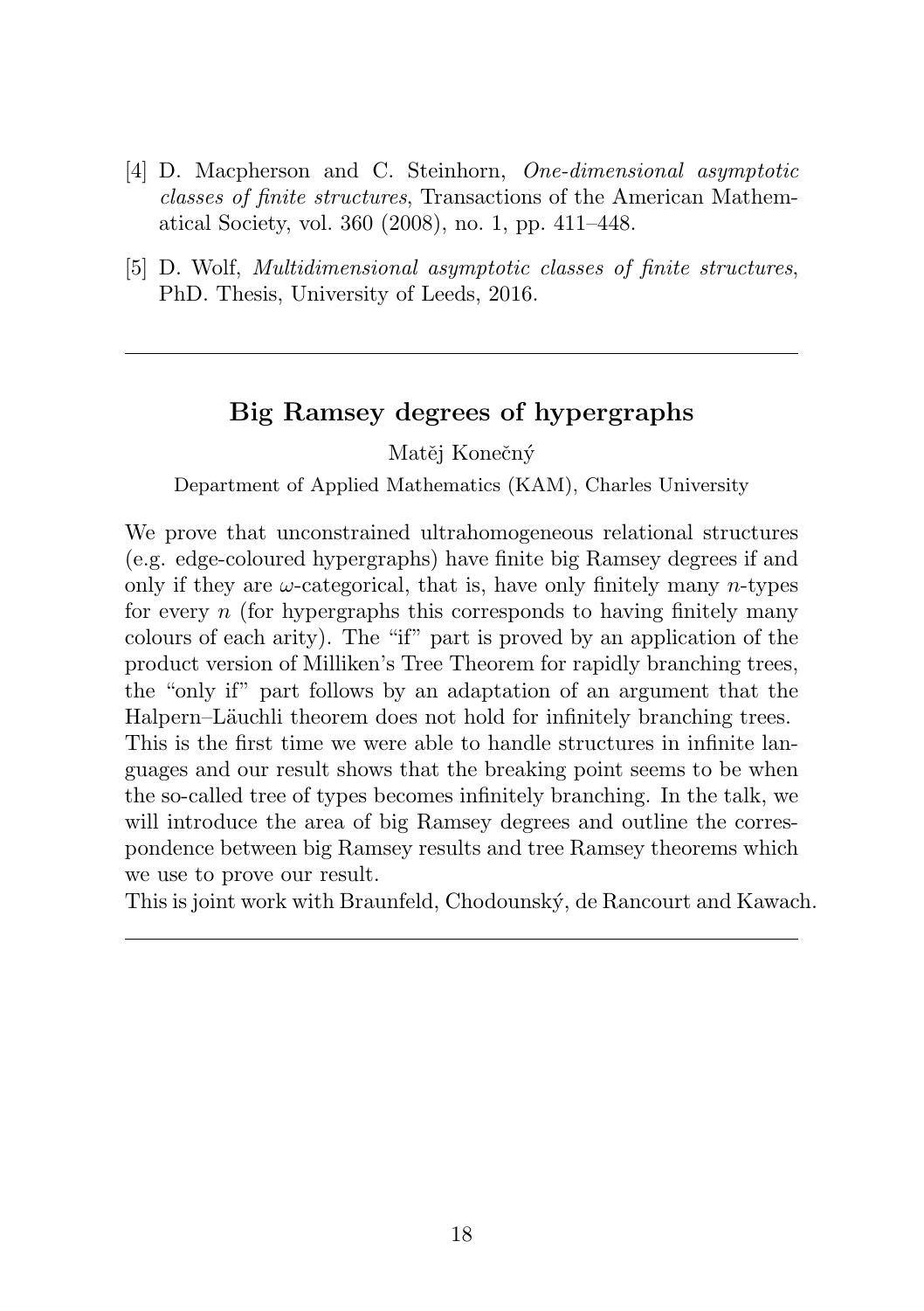[4] D. Macpherson and C. Steinhorn, *One-dimensional asymptotic classes of finite structures*, Transactions of the American Mathematical Society, vol. 360 (2008), no. 1, pp. 411–448.

[5] D. Wolf, *Multidimensional asymptotic classes of finite structures*, PhD. Thesis, University of Leeds, 2016.

---

## Big Ramsey degrees of hypergraphs

Matěj Konečný

Department of Applied Mathematics (KAM), Charles University

We prove that unconstrained ultrahomogeneous relational structures (e.g. edge-coloured hypergraphs) have finite big Ramsey degrees if and only if they are $\omega$-categorical, that is, have only finitely many $n$-types for every $n$ (for hypergraphs this corresponds to having finitely many colours of each arity). The "if" part is proved by an application of the product version of Milliken's Tree Theorem for rapidly branching trees, the "only if" part follows by an adaptation of an argument that the Halpern–Läuchli theorem does not hold for infinitely branching trees. This is the first time we were able to handle structures in infinite languages and our result shows that the breaking point seems to be when the so-called tree of types becomes infinitely branching. In the talk, we will introduce the area of big Ramsey degrees and outline the correspondence between big Ramsey results and tree Ramsey theorems which we use to prove our result.

This is joint work with Braunfeld, Chodounský, de Rancourt and Kawach.

---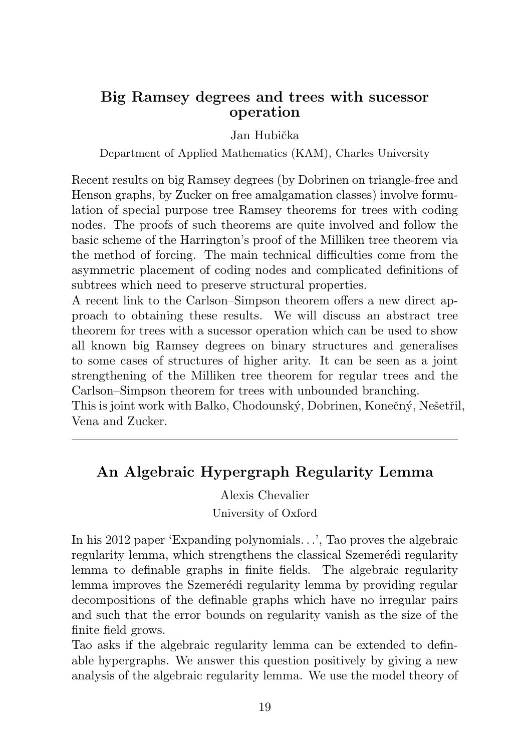## Big Ramsey degrees and trees with sucessor operation

Jan Hubička

Department of Applied Mathematics (KAM), Charles University

Recent results on big Ramsey degrees (by Dobrinen on triangle-free and Henson graphs, by Zucker on free amalgamation classes) involve formulation of special purpose tree Ramsey theorems for trees with coding nodes. The proofs of such theorems are quite involved and follow the basic scheme of the Harrington's proof of the Milliken tree theorem via the method of forcing. The main technical difficulties come from the asymmetric placement of coding nodes and complicated definitions of subtrees which need to preserve structural properties.

A recent link to the Carlson–Simpson theorem offers a new direct approach to obtaining these results. We will discuss an abstract tree theorem for trees with a sucessor operation which can be used to show all known big Ramsey degrees on binary structures and generalises to some cases of structures of higher arity. It can be seen as a joint strengthening of the Milliken tree theorem for regular trees and the Carlson–Simpson theorem for trees with unbounded branching.

This is joint work with Balko, Chodounský, Dobrinen, Konečný, Nešetřil, Vena and Zucker.

---

## An Algebraic Hypergraph Regularity Lemma

Alexis Chevalier

University of Oxford

In his 2012 paper 'Expanding polynomials…', Tao proves the algebraic regularity lemma, which strengthens the classical Szemerédi regularity lemma to definable graphs in finite fields. The algebraic regularity lemma improves the Szemerédi regularity lemma by providing regular decompositions of the definable graphs which have no irregular pairs and such that the error bounds on regularity vanish as the size of the finite field grows.

Tao asks if the algebraic regularity lemma can be extended to definable hypergraphs. We answer this question positively by giving a new analysis of the algebraic regularity lemma. We use the model theory of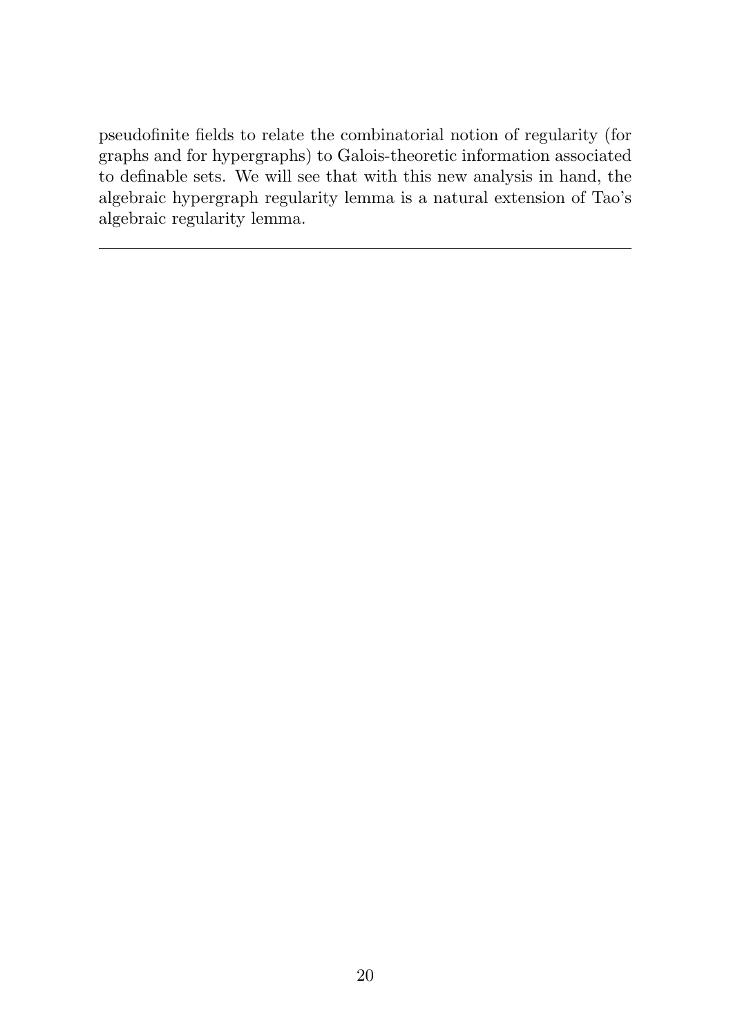pseudofinite fields to relate the combinatorial notion of regularity (for graphs and for hypergraphs) to Galois-theoretic information associated to definable sets. We will see that with this new analysis in hand, the algebraic hypergraph regularity lemma is a natural extension of Tao's algebraic regularity lemma.

---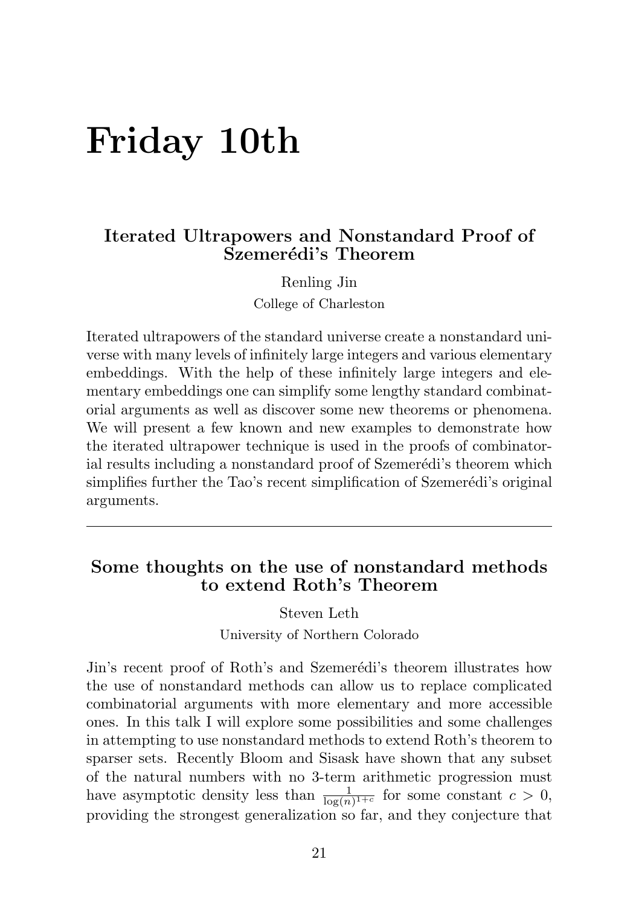# Friday 10th

## Iterated Ultrapowers and Nonstandard Proof of Szemerédi's Theorem

Renling Jin

College of Charleston

Iterated ultrapowers of the standard universe create a nonstandard universe with many levels of infinitely large integers and various elementary embeddings. With the help of these infinitely large integers and elementary embeddings one can simplify some lengthy standard combinatorial arguments as well as discover some new theorems or phenomena. We will present a few known and new examples to demonstrate how the iterated ultrapower technique is used in the proofs of combinatorial results including a nonstandard proof of Szemerédi's theorem which simplifies further the Tao's recent simplification of Szemerédi's original arguments.

---

## Some thoughts on the use of nonstandard methods to extend Roth's Theorem

Steven Leth

University of Northern Colorado

Jin's recent proof of Roth's and Szemerédi's theorem illustrates how the use of nonstandard methods can allow us to replace complicated combinatorial arguments with more elementary and more accessible ones. In this talk I will explore some possibilities and some challenges in attempting to use nonstandard methods to extend Roth's theorem to sparser sets. Recently Bloom and Sisask have shown that any subset of the natural numbers with no 3-term arithmetic progression must have asymptotic density less than $\frac{1}{\log(n)^{1+c}}$ for some constant $c > 0$, providing the strongest generalization so far, and they conjecture that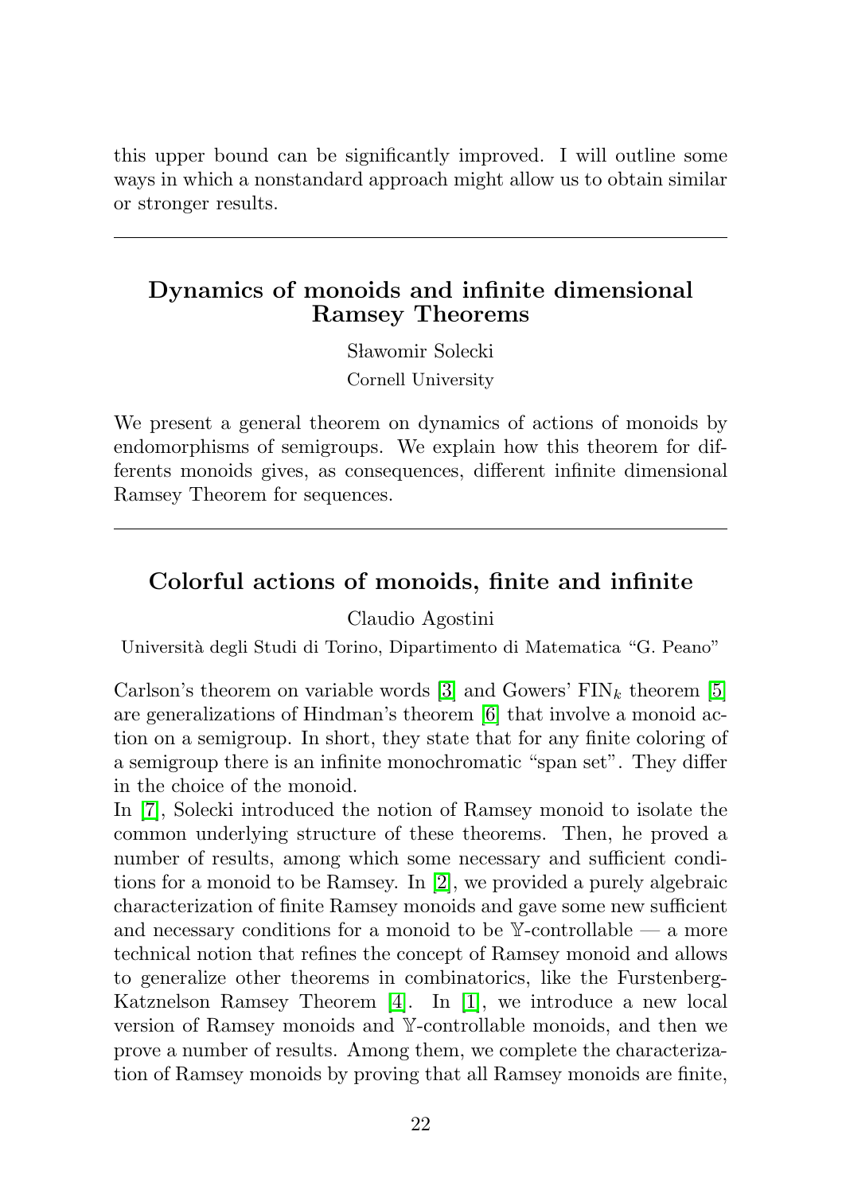this upper bound can be significantly improved. I will outline some ways in which a nonstandard approach might allow us to obtain similar or stronger results.

---

## Dynamics of monoids and infinite dimensional Ramsey Theorems

Sławomir Solecki

Cornell University

We present a general theorem on dynamics of actions of monoids by endomorphisms of semigroups. We explain how this theorem for differents monoids gives, as consequences, different infinite dimensional Ramsey Theorem for sequences.

---

## Colorful actions of monoids, finite and infinite

Claudio Agostini

Università degli Studi di Torino, Dipartimento di Matematica "G. Peano"

Carlson's theorem on variable words [3] and Gowers' $\mathrm{FIN}_k$ theorem [5] are generalizations of Hindman's theorem [6] that involve a monoid action on a semigroup. In short, they state that for any finite coloring of a semigroup there is an infinite monochromatic "span set". They differ in the choice of the monoid.

In [7], Solecki introduced the notion of Ramsey monoid to isolate the common underlying structure of these theorems. Then, he proved a number of results, among which some necessary and sufficient conditions for a monoid to be Ramsey. In [2], we provided a purely algebraic characterization of finite Ramsey monoids and gave some new sufficient and necessary conditions for a monoid to be $\mathbb{Y}$-controllable — a more technical notion that refines the concept of Ramsey monoid and allows to generalize other theorems in combinatorics, like the Furstenberg-Katznelson Ramsey Theorem [4]. In [1], we introduce a new local version of Ramsey monoids and $\mathbb{Y}$-controllable monoids, and then we prove a number of results. Among them, we complete the characterization of Ramsey monoids by proving that all Ramsey monoids are finite,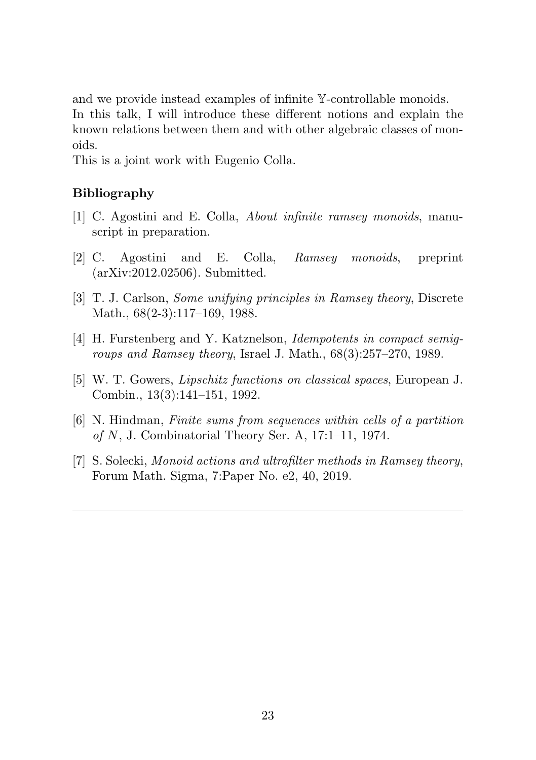and we provide instead examples of infinite $\mathbb{Y}$-controllable monoids.
In this talk, I will introduce these different notions and explain the known relations between them and with other algebraic classes of monoids.
This is a joint work with Eugenio Colla.

### Bibliography

[1] C. Agostini and E. Colla, *About infinite ramsey monoids*, manuscript in preparation.

[2] C. Agostini and E. Colla, *Ramsey monoids*, preprint (arXiv:2012.02506). Submitted.

[3] T. J. Carlson, *Some unifying principles in Ramsey theory*, Discrete Math., 68(2-3):117–169, 1988.

[4] H. Furstenberg and Y. Katznelson, *Idempotents in compact semigroups and Ramsey theory*, Israel J. Math., 68(3):257–270, 1989.

[5] W. T. Gowers, *Lipschitz functions on classical spaces*, European J. Combin., 13(3):141–151, 1992.

[6] N. Hindman, *Finite sums from sequences within cells of a partition of $N$*, J. Combinatorial Theory Ser. A, 17:1–11, 1974.

[7] S. Solecki, *Monoid actions and ultrafilter methods in Ramsey theory*, Forum Math. Sigma, 7:Paper No. e2, 40, 2019.

---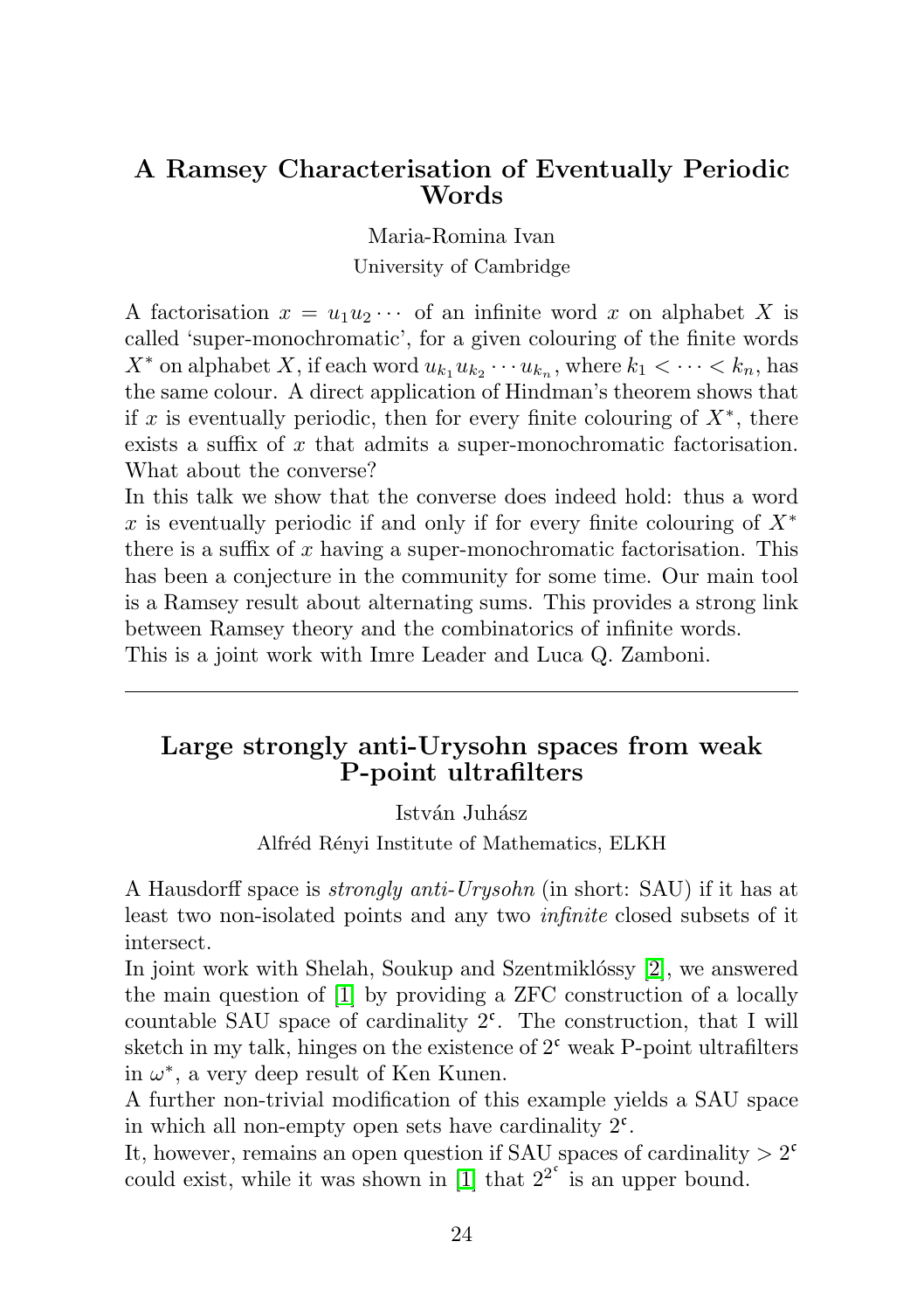## A Ramsey Characterisation of Eventually Periodic Words

Maria-Romina Ivan

University of Cambridge

A factorisation $x = u_1 u_2 \cdots$ of an infinite word $x$ on alphabet $X$ is called 'super-monochromatic', for a given colouring of the finite words $X^*$ on alphabet $X$, if each word $u_{k_1} u_{k_2} \cdots u_{k_n}$, where $k_1 < \cdots < k_n$, has the same colour. A direct application of Hindman's theorem shows that if $x$ is eventually periodic, then for every finite colouring of $X^*$, there exists a suffix of $x$ that admits a super-monochromatic factorisation. What about the converse?

In this talk we show that the converse does indeed hold: thus a word $x$ is eventually periodic if and only if for every finite colouring of $X^*$ there is a suffix of $x$ having a super-monochromatic factorisation. This has been a conjecture in the community for some time. Our main tool is a Ramsey result about alternating sums. This provides a strong link between Ramsey theory and the combinatorics of infinite words.

This is a joint work with Imre Leader and Luca Q. Zamboni.

---

## Large strongly anti-Urysohn spaces from weak P-point ultrafilters

István Juhász

Alfréd Rényi Institute of Mathematics, ELKH

A Hausdorff space is *strongly anti-Urysohn* (in short: SAU) if it has at least two non-isolated points and any two *infinite* closed subsets of it intersect.

In joint work with Shelah, Soukup and Szentmiklóssy [2], we answered the main question of [1] by providing a ZFC construction of a locally countable SAU space of cardinality $2^{\mathfrak{c}}$. The construction, that I will sketch in my talk, hinges on the existence of $2^{\mathfrak{c}}$ weak P-point ultrafilters in $\omega^*$, a very deep result of Ken Kunen.

A further non-trivial modification of this example yields a SAU space in which all non-empty open sets have cardinality $2^{\mathfrak{c}}$.

It, however, remains an open question if SAU spaces of cardinality $> 2^{\mathfrak{c}}$ could exist, while it was shown in [1] that $2^{2^{\mathfrak{c}}}$ is an upper bound.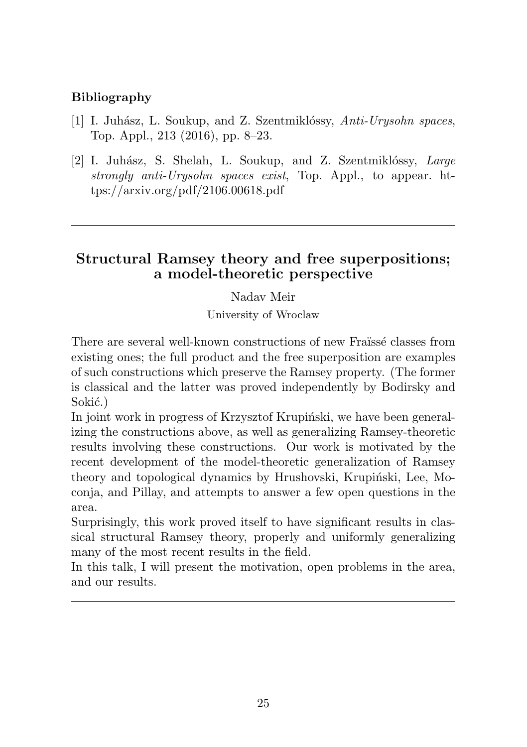### Bibliography

[1] I. Juhász, L. Soukup, and Z. Szentmiklóssy, *Anti-Urysohn spaces*, Top. Appl., 213 (2016), pp. 8–23.

[2] I. Juhász, S. Shelah, L. Soukup, and Z. Szentmiklóssy, *Large strongly anti-Urysohn spaces exist*, Top. Appl., to appear. https://arxiv.org/pdf/2106.00618.pdf

---

## Structural Ramsey theory and free superpositions; a model-theoretic perspective

Nadav Meir

University of Wroclaw

There are several well-known constructions of new Fraïssé classes from existing ones; the full product and the free superposition are examples of such constructions which preserve the Ramsey property. (The former is classical and the latter was proved independently by Bodirsky and Sokić.)

In joint work in progress of Krzysztof Krupiński, we have been generalizing the constructions above, as well as generalizing Ramsey-theoretic results involving these constructions. Our work is motivated by the recent development of the model-theoretic generalization of Ramsey theory and topological dynamics by Hrushovski, Krupiński, Lee, Moconja, and Pillay, and attempts to answer a few open questions in the area.

Surprisingly, this work proved itself to have significant results in classical structural Ramsey theory, properly and uniformly generalizing many of the most recent results in the field.

In this talk, I will present the motivation, open problems in the area, and our results.

---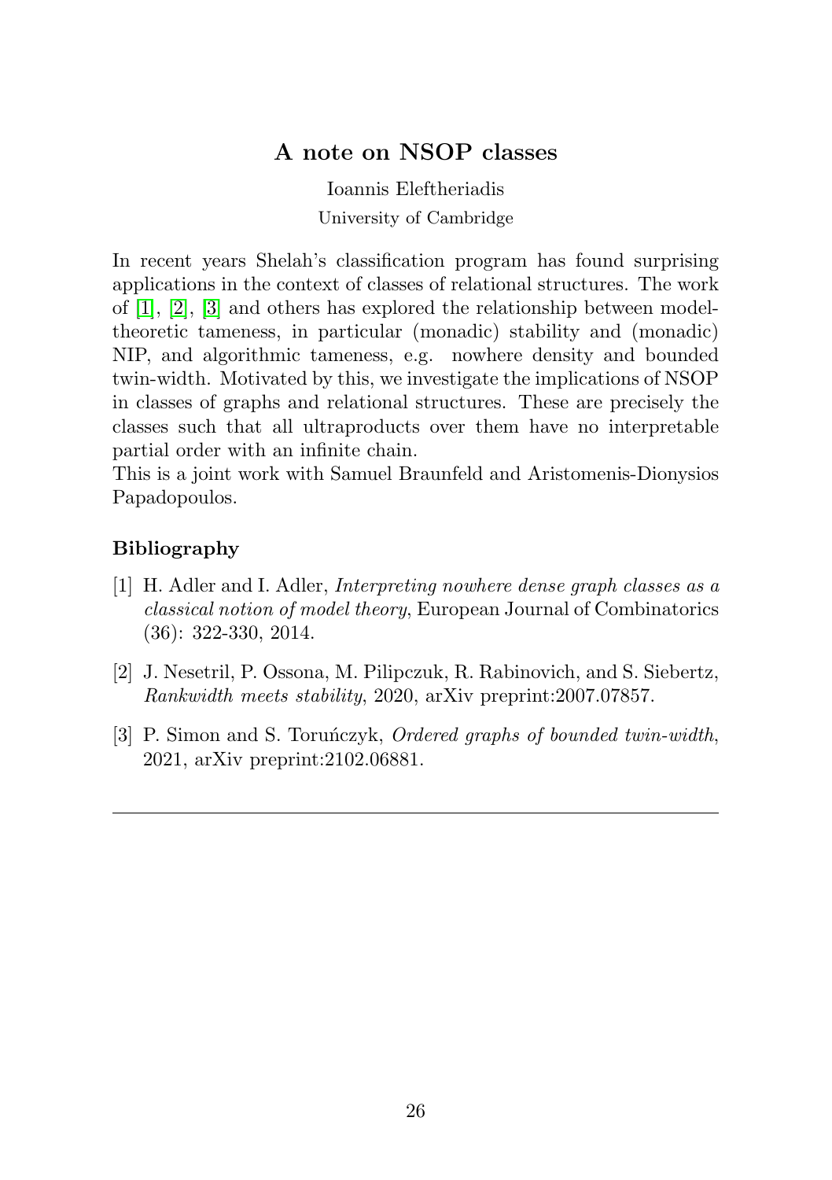## A note on NSOP classes

Ioannis Eleftheriadis

University of Cambridge

In recent years Shelah's classification program has found surprising applications in the context of classes of relational structures. The work of [1], [2], [3] and others has explored the relationship between model-theoretic tameness, in particular (monadic) stability and (monadic) NIP, and algorithmic tameness, e.g. nowhere density and bounded twin-width. Motivated by this, we investigate the implications of NSOP in classes of graphs and relational structures. These are precisely the classes such that all ultraproducts over them have no interpretable partial order with an infinite chain.

This is a joint work with Samuel Braunfeld and Aristomenis-Dionysios Papadopoulos.

### Bibliography

[1] H. Adler and I. Adler, *Interpreting nowhere dense graph classes as a classical notion of model theory*, European Journal of Combinatorics (36): 322-330, 2014.

[2] J. Nesetril, P. Ossona, M. Pilipczuk, R. Rabinovich, and S. Siebertz, *Rankwidth meets stability*, 2020, arXiv preprint:2007.07857.

[3] P. Simon and S. Toruńczyk, *Ordered graphs of bounded twin-width*, 2021, arXiv preprint:2102.06881.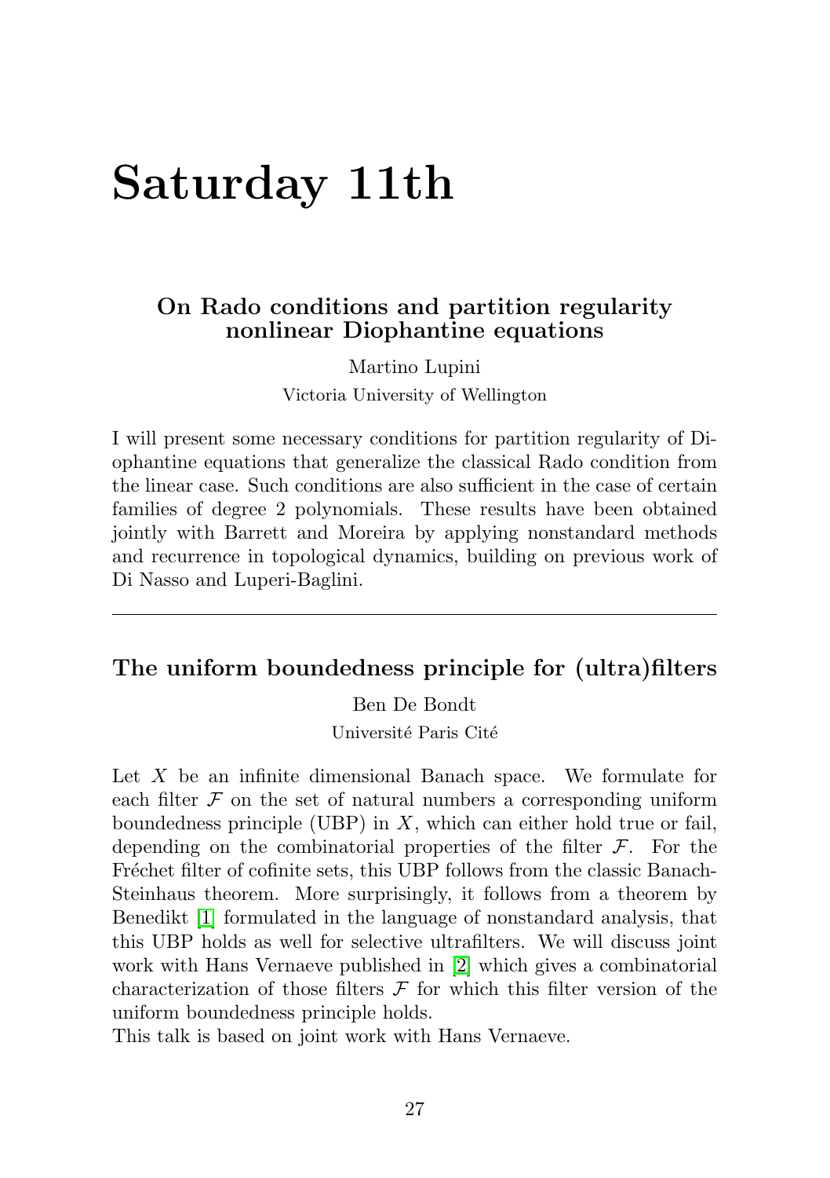# Saturday 11th

### On Rado conditions and partition regularity nonlinear Diophantine equations

Martino Lupini

Victoria University of Wellington

I will present some necessary conditions for partition regularity of Diophantine equations that generalize the classical Rado condition from the linear case. Such conditions are also sufficient in the case of certain families of degree 2 polynomials. These results have been obtained jointly with Barrett and Moreira by applying nonstandard methods and recurrence in topological dynamics, building on previous work of Di Nasso and Luperi-Baglini.

---

### The uniform boundedness principle for (ultra)filters

Ben De Bondt

Université Paris Cité

Let $X$ be an infinite dimensional Banach space. We formulate for each filter $\mathcal{F}$ on the set of natural numbers a corresponding uniform boundedness principle (UBP) in $X$, which can either hold true or fail, depending on the combinatorial properties of the filter $\mathcal{F}$. For the Fréchet filter of cofinite sets, this UBP follows from the classic Banach-Steinhaus theorem. More surprisingly, it follows from a theorem by Benedikt [1] formulated in the language of nonstandard analysis, that this UBP holds as well for selective ultrafilters. We will discuss joint work with Hans Vernaeve published in [2] which gives a combinatorial characterization of those filters $\mathcal{F}$ for which this filter version of the uniform boundedness principle holds.
This talk is based on joint work with Hans Vernaeve.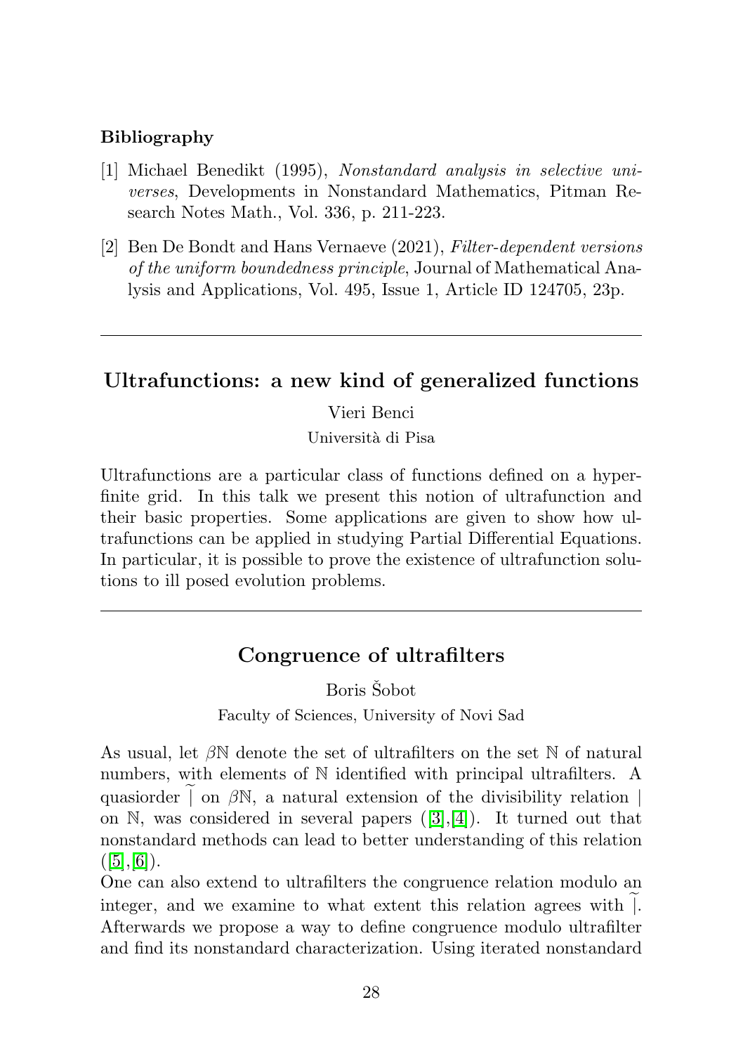#### Bibliography

[1] Michael Benedikt (1995), *Nonstandard analysis in selective universes*, Developments in Nonstandard Mathematics, Pitman Research Notes Math., Vol. 336, p. 211-223.

[2] Ben De Bondt and Hans Vernaeve (2021), *Filter-dependent versions of the uniform boundedness principle*, Journal of Mathematical Analysis and Applications, Vol. 495, Issue 1, Article ID 124705, 23p.

---

## Ultrafunctions: a new kind of generalized functions

Vieri Benci

Università di Pisa

Ultrafunctions are a particular class of functions defined on a hyperfinite grid. In this talk we present this notion of ultrafunction and their basic properties. Some applications are given to show how ultrafunctions can be applied in studying Partial Differential Equations. In particular, it is possible to prove the existence of ultrafunction solutions to ill posed evolution problems.

---

## Congruence of ultrafilters

Boris Šobot

Faculty of Sciences, University of Novi Sad

As usual, let $\beta\mathbb{N}$ denote the set of ultrafilters on the set $\mathbb{N}$ of natural numbers, with elements of $\mathbb{N}$ identified with principal ultrafilters. A quasiorder $\widetilde{\mid}$ on $\beta\mathbb{N}$, a natural extension of the divisibility relation $\mid$ on $\mathbb{N}$, was considered in several papers ([3],[4]). It turned out that nonstandard methods can lead to better understanding of this relation ([5],[6]).

One can also extend to ultrafilters the congruence relation modulo an integer, and we examine to what extent this relation agrees with $\widetilde{\mid}$. Afterwards we propose a way to define congruence modulo ultrafilter and find its nonstandard characterization. Using iterated nonstandard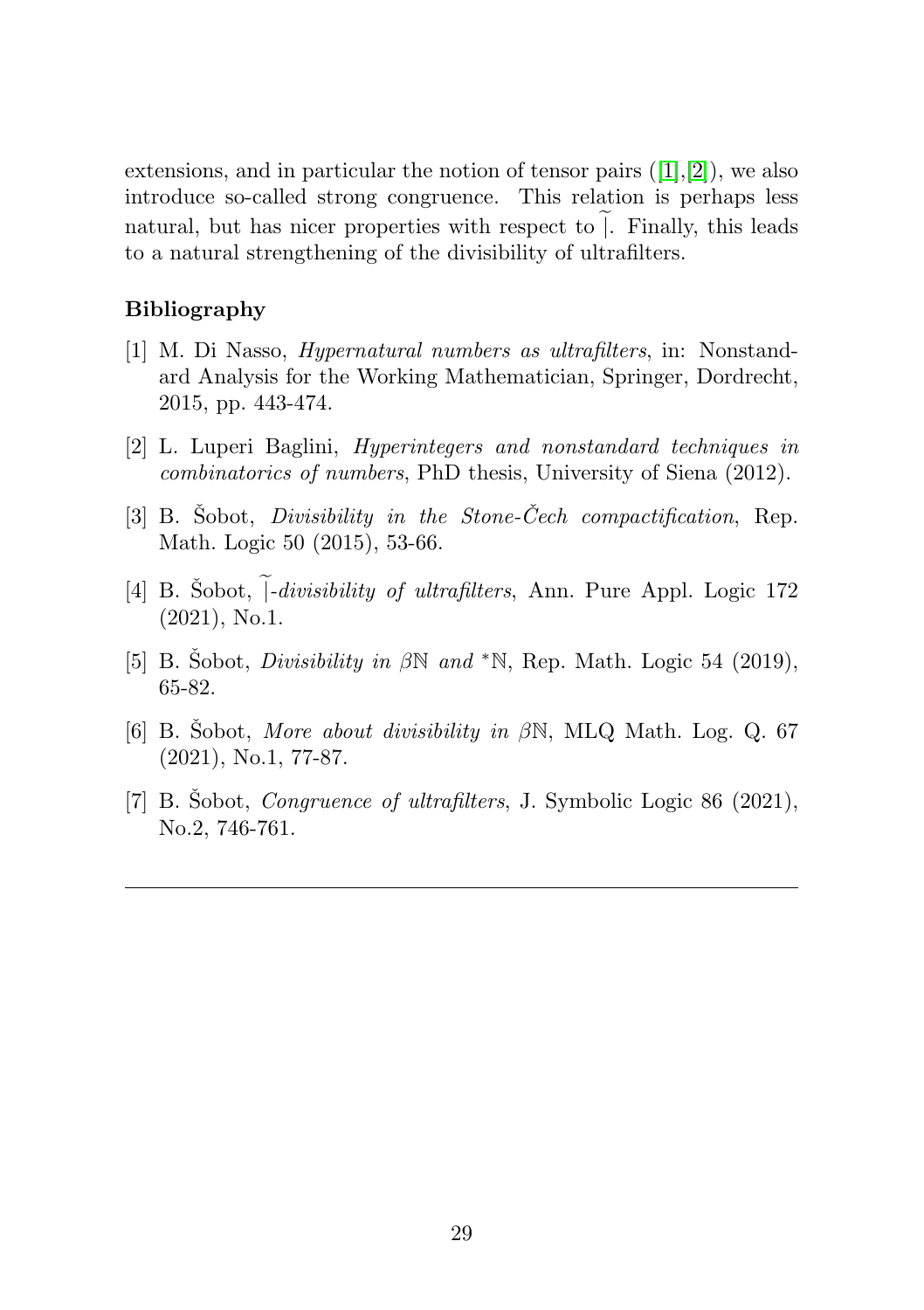extensions, and in particular the notion of tensor pairs ([1],[2]), we also introduce so-called strong congruence. This relation is perhaps less natural, but has nicer properties with respect to $\widetilde{\mid}$. Finally, this leads to a natural strengthening of the divisibility of ultrafilters.

### Bibliography

[1] M. Di Nasso, *Hypernatural numbers as ultrafilters*, in: Nonstandard Analysis for the Working Mathematician, Springer, Dordrecht, 2015, pp. 443-474.

[2] L. Luperi Baglini, *Hyperintegers and nonstandard techniques in combinatorics of numbers*, PhD thesis, University of Siena (2012).

[3] B. Šobot, *Divisibility in the Stone-Čech compactification*, Rep. Math. Logic 50 (2015), 53-66.

[4] B. Šobot, *$\widetilde{\mid}$-divisibility of ultrafilters*, Ann. Pure Appl. Logic 172 (2021), No.1.

[5] B. Šobot, *Divisibility in $\beta\mathbb{N}$ and ${}^*\mathbb{N}$*, Rep. Math. Logic 54 (2019), 65-82.

[6] B. Šobot, *More about divisibility in $\beta\mathbb{N}$*, MLQ Math. Log. Q. 67 (2021), No.1, 77-87.

[7] B. Šobot, *Congruence of ultrafilters*, J. Symbolic Logic 86 (2021), No.2, 746-761.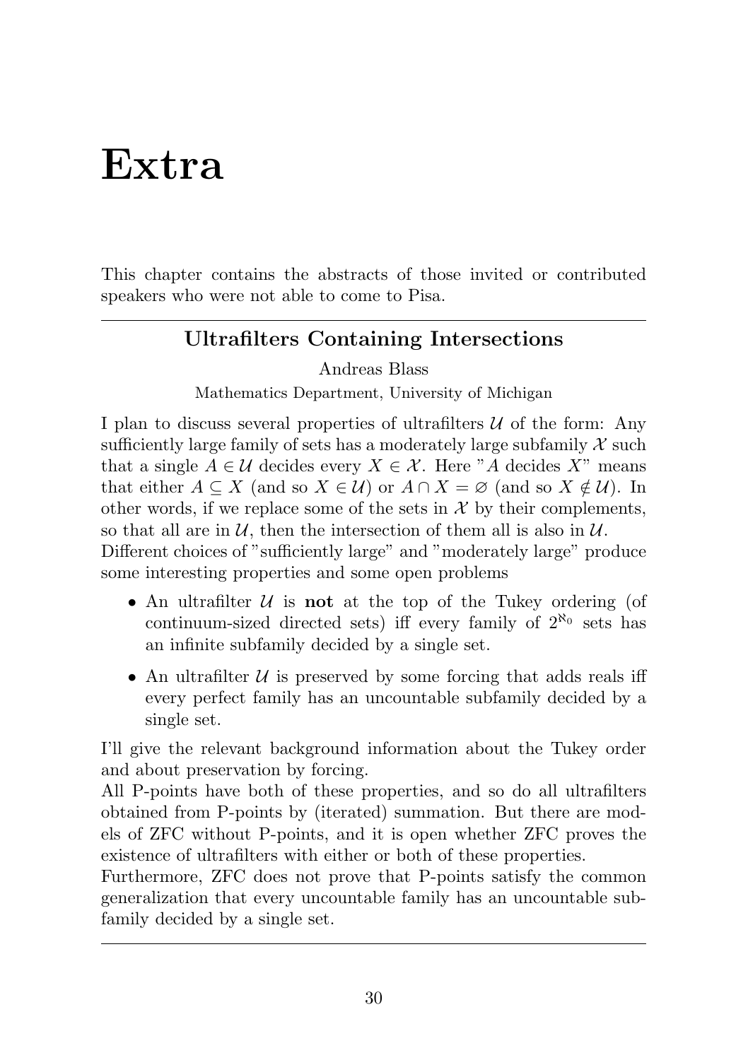# Extra

This chapter contains the abstracts of those invited or contributed speakers who were not able to come to Pisa.

---

## Ultrafilters Containing Intersections

Andreas Blass

Mathematics Department, University of Michigan

I plan to discuss several properties of ultrafilters $\mathcal{U}$ of the form: Any sufficiently large family of sets has a moderately large subfamily $\mathcal{X}$ such that a single $A \in \mathcal{U}$ decides every $X \in \mathcal{X}$. Here "$A$ decides $X$" means that either $A \subseteq X$ (and so $X \in \mathcal{U}$) or $A \cap X = \varnothing$ (and so $X \notin \mathcal{U}$). In other words, if we replace some of the sets in $\mathcal{X}$ by their complements, so that all are in $\mathcal{U}$, then the intersection of them all is also in $\mathcal{U}$.
Different choices of "sufficiently large" and "moderately large" produce some interesting properties and some open problems

- An ultrafilter $\mathcal{U}$ is **not** at the top of the Tukey ordering (of continuum-sized directed sets) iff every family of $2^{\aleph_0}$ sets has an infinite subfamily decided by a single set.
- An ultrafilter $\mathcal{U}$ is preserved by some forcing that adds reals iff every perfect family has an uncountable subfamily decided by a single set.

I'll give the relevant background information about the Tukey order and about preservation by forcing.
All P-points have both of these properties, and so do all ultrafilters obtained from P-points by (iterated) summation. But there are models of ZFC without P-points, and it is open whether ZFC proves the existence of ultrafilters with either or both of these properties.
Furthermore, ZFC does not prove that P-points satisfy the common generalization that every uncountable family has an uncountable subfamily decided by a single set.

---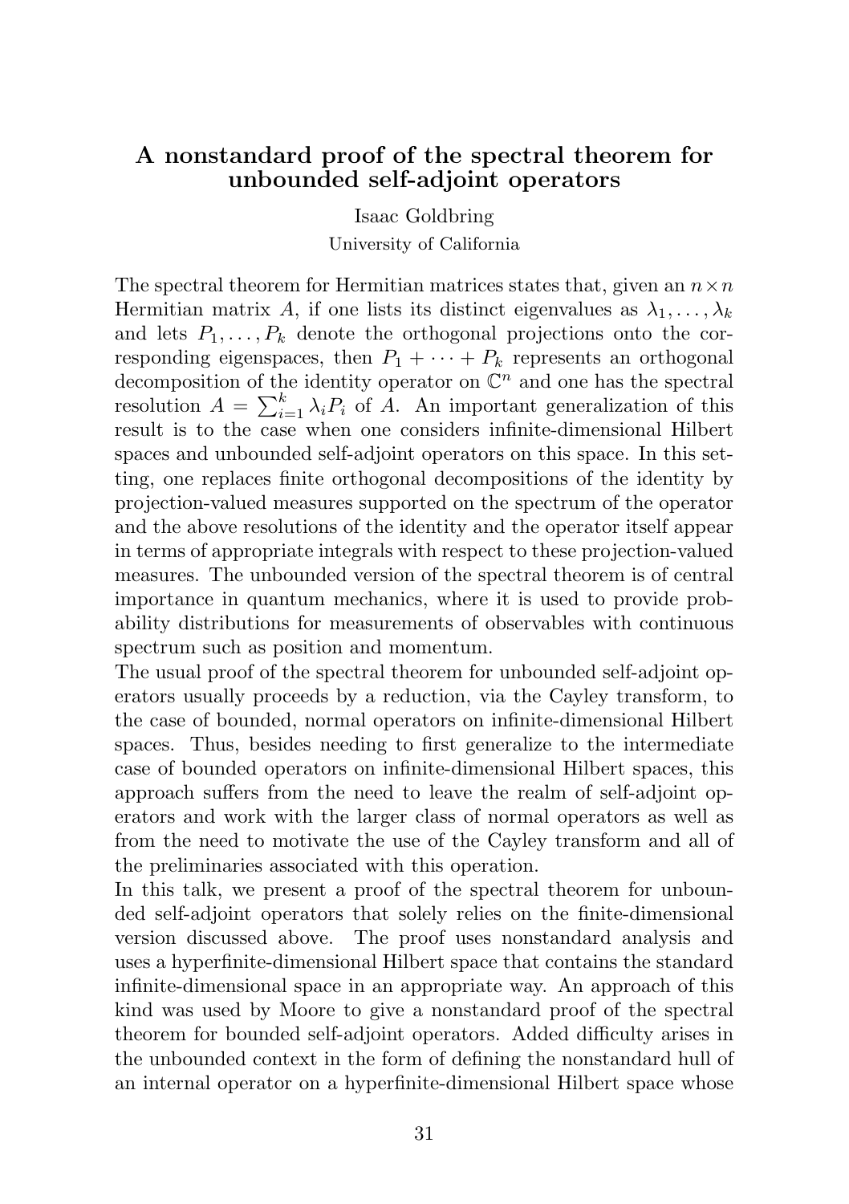## A nonstandard proof of the spectral theorem for unbounded self-adjoint operators

Isaac Goldbring

University of California

The spectral theorem for Hermitian matrices states that, given an $n \times n$ Hermitian matrix $A$, if one lists its distinct eigenvalues as $\lambda_1, \ldots, \lambda_k$ and lets $P_1, \ldots, P_k$ denote the orthogonal projections onto the corresponding eigenspaces, then $P_1 + \cdots + P_k$ represents an orthogonal decomposition of the identity operator on $\mathbb{C}^n$ and one has the spectral resolution $A = \sum_{i=1}^{k} \lambda_i P_i$ of $A$. An important generalization of this result is to the case when one considers infinite-dimensional Hilbert spaces and unbounded self-adjoint operators on this space. In this setting, one replaces finite orthogonal decompositions of the identity by projection-valued measures supported on the spectrum of the operator and the above resolutions of the identity and the operator itself appear in terms of appropriate integrals with respect to these projection-valued measures. The unbounded version of the spectral theorem is of central importance in quantum mechanics, where it is used to provide probability distributions for measurements of observables with continuous spectrum such as position and momentum.

The usual proof of the spectral theorem for unbounded self-adjoint operators usually proceeds by a reduction, via the Cayley transform, to the case of bounded, normal operators on infinite-dimensional Hilbert spaces. Thus, besides needing to first generalize to the intermediate case of bounded operators on infinite-dimensional Hilbert spaces, this approach suffers from the need to leave the realm of self-adjoint operators and work with the larger class of normal operators as well as from the need to motivate the use of the Cayley transform and all of the preliminaries associated with this operation.

In this talk, we present a proof of the spectral theorem for unbounded self-adjoint operators that solely relies on the finite-dimensional version discussed above. The proof uses nonstandard analysis and uses a hyperfinite-dimensional Hilbert space that contains the standard infinite-dimensional space in an appropriate way. An approach of this kind was used by Moore to give a nonstandard proof of the spectral theorem for bounded self-adjoint operators. Added difficulty arises in the unbounded context in the form of defining the nonstandard hull of an internal operator on a hyperfinite-dimensional Hilbert space whose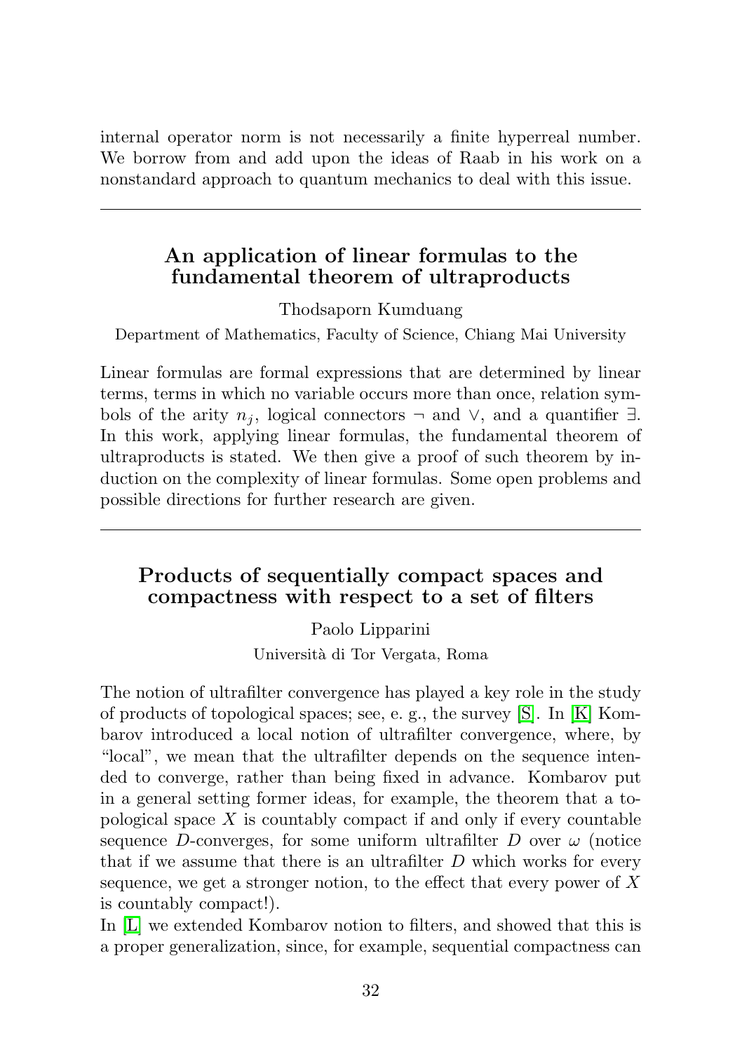internal operator norm is not necessarily a finite hyperreal number. We borrow from and add upon the ideas of Raab in his work on a nonstandard approach to quantum mechanics to deal with this issue.

---

## An application of linear formulas to the fundamental theorem of ultraproducts

Thodsaporn Kumduang

Department of Mathematics, Faculty of Science, Chiang Mai University

Linear formulas are formal expressions that are determined by linear terms, terms in which no variable occurs more than once, relation symbols of the arity $n_j$, logical connectors $\neg$ and $\vee$, and a quantifier $\exists$. In this work, applying linear formulas, the fundamental theorem of ultraproducts is stated. We then give a proof of such theorem by induction on the complexity of linear formulas. Some open problems and possible directions for further research are given.

---

## Products of sequentially compact spaces and compactness with respect to a set of filters

Paolo Lipparini

Università di Tor Vergata, Roma

The notion of ultrafilter convergence has played a key role in the study of products of topological spaces; see, e. g., the survey [S]. In [K] Kombarov introduced a local notion of ultrafilter convergence, where, by "local", we mean that the ultrafilter depends on the sequence intended to converge, rather than being fixed in advance. Kombarov put in a general setting former ideas, for example, the theorem that a topological space $X$ is countably compact if and only if every countable sequence $D$-converges, for some uniform ultrafilter $D$ over $\omega$ (notice that if we assume that there is an ultrafilter $D$ which works for every sequence, we get a stronger notion, to the effect that every power of $X$ is countably compact!).

In [L] we extended Kombarov notion to filters, and showed that this is a proper generalization, since, for example, sequential compactness can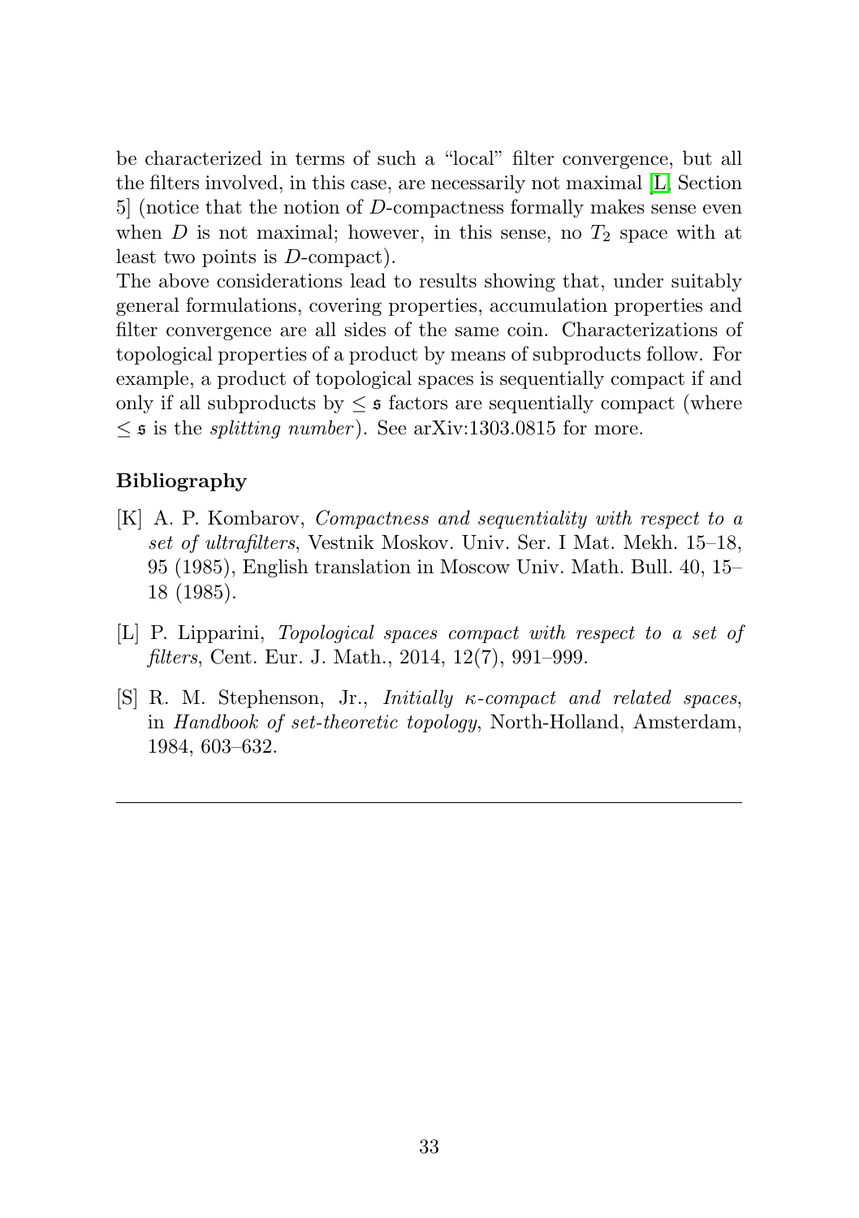be characterized in terms of such a "local" filter convergence, but all the filters involved, in this case, are necessarily not maximal [L, Section 5] (notice that the notion of $D$-compactness formally makes sense even when $D$ is not maximal; however, in this sense, no $T_2$ space with at least two points is $D$-compact).

The above considerations lead to results showing that, under suitably general formulations, covering properties, accumulation properties and filter convergence are all sides of the same coin. Characterizations of topological properties of a product by means of subproducts follow. For example, a product of topological spaces is sequentially compact if and only if all subproducts by $\leq \mathfrak{s}$ factors are sequentially compact (where $\leq \mathfrak{s}$ is the *splitting number*). See arXiv:1303.0815 for more.

### Bibliography

[K] A. P. Kombarov, *Compactness and sequentiality with respect to a set of ultrafilters*, Vestnik Moskov. Univ. Ser. I Mat. Mekh. 15–18, 95 (1985), English translation in Moscow Univ. Math. Bull. 40, 15–18 (1985).

[L] P. Lipparini, *Topological spaces compact with respect to a set of filters*, Cent. Eur. J. Math., 2014, 12(7), 991–999.

[S] R. M. Stephenson, Jr., *Initially $\kappa$-compact and related spaces*, in *Handbook of set-theoretic topology*, North-Holland, Amsterdam, 1984, 603–632.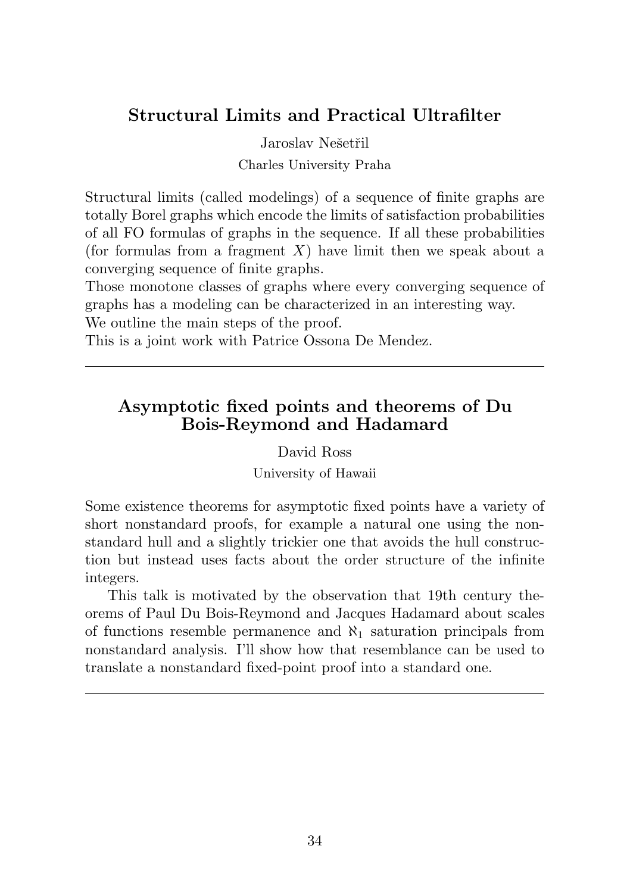## Structural Limits and Practical Ultrafilter

Jaroslav Nešetřil

Charles University Praha

Structural limits (called modelings) of a sequence of finite graphs are totally Borel graphs which encode the limits of satisfaction probabilities of all FO formulas of graphs in the sequence. If all these probabilities (for formulas from a fragment $X$) have limit then we speak about a converging sequence of finite graphs.
Those monotone classes of graphs where every converging sequence of graphs has a modeling can be characterized in an interesting way.
We outline the main steps of the proof.
This is a joint work with Patrice Ossona De Mendez.

---

## Asymptotic fixed points and theorems of Du Bois-Reymond and Hadamard

David Ross

University of Hawaii

Some existence theorems for asymptotic fixed points have a variety of short nonstandard proofs, for example a natural one using the nonstandard hull and a slightly trickier one that avoids the hull construction but instead uses facts about the order structure of the infinite integers.

This talk is motivated by the observation that 19th century theorems of Paul Du Bois-Reymond and Jacques Hadamard about scales of functions resemble permanence and $\aleph_1$ saturation principals from nonstandard analysis. I'll show how that resemblance can be used to translate a nonstandard fixed-point proof into a standard one.

---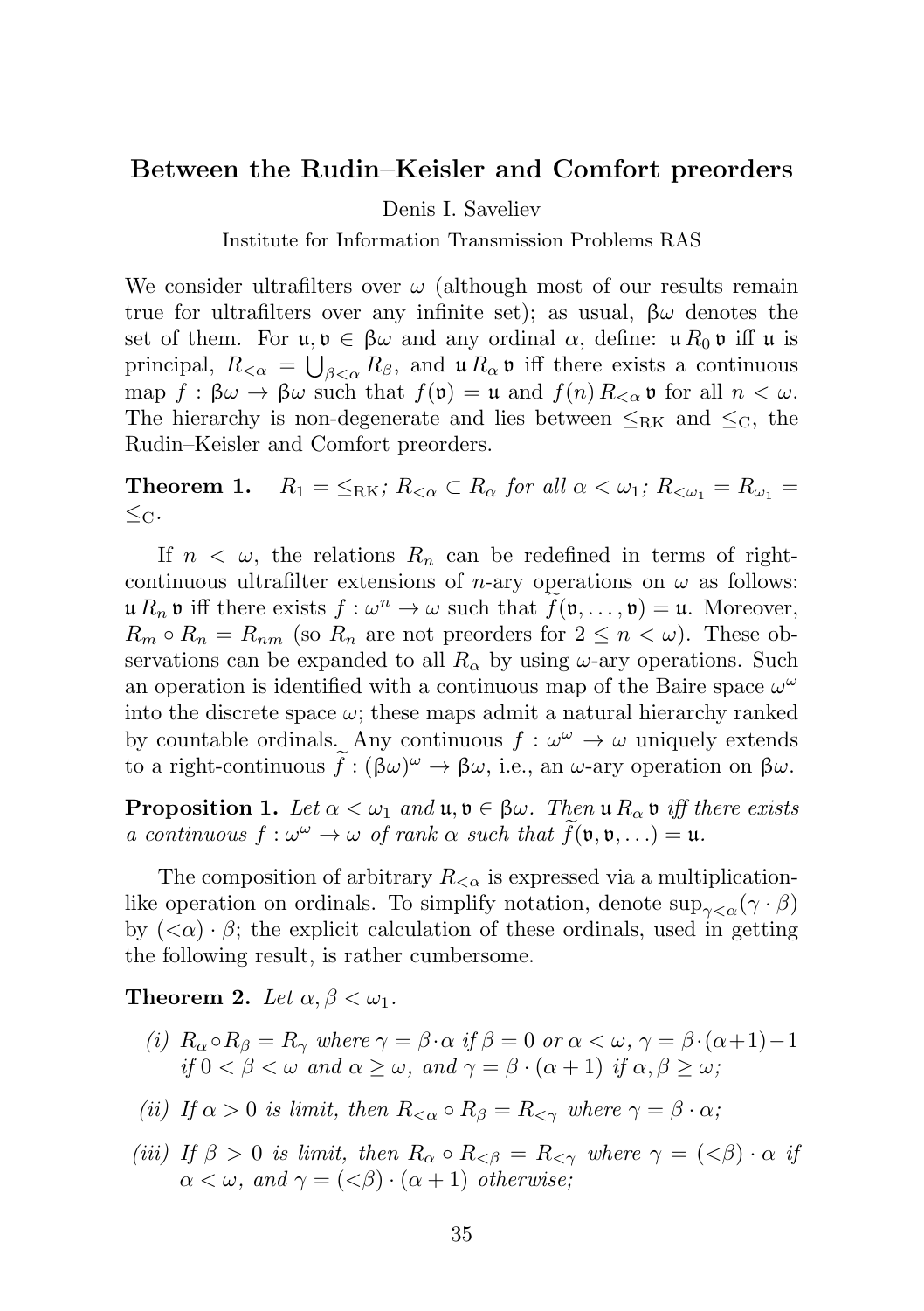## Between the Rudin–Keisler and Comfort preorders

Denis I. Saveliev

Institute for Information Transmission Problems RAS

We consider ultrafilters over $\omega$ (although most of our results remain true for ultrafilters over any infinite set); as usual, $\beta\omega$ denotes the set of them. For $\mathfrak{u}, \mathfrak{v} \in \beta\omega$ and any ordinal $\alpha$, define: $\mathfrak{u}\, R_0\, \mathfrak{v}$ iff $\mathfrak{u}$ is principal, $R_{<\alpha} = \bigcup_{\beta<\alpha} R_\beta$, and $\mathfrak{u}\, R_\alpha\, \mathfrak{v}$ iff there exists a continuous map $f : \beta\omega \to \beta\omega$ such that $f(\mathfrak{v}) = \mathfrak{u}$ and $f(n)\, R_{<\alpha}\, \mathfrak{v}$ for all $n < \omega$. The hierarchy is non-degenerate and lies between $\leq_{\mathrm{RK}}$ and $\leq_{\mathrm{C}}$, the Rudin–Keisler and Comfort preorders.

**Theorem 1.** *$R_1 = \leq_{\mathrm{RK}}$; $R_{<\alpha} \subset R_\alpha$ for all $\alpha < \omega_1$; $R_{<\omega_1} = R_{\omega_1} = \leq_{\mathrm{C}}$.*

If $n < \omega$, the relations $R_n$ can be redefined in terms of right-continuous ultrafilter extensions of $n$-ary operations on $\omega$ as follows: $\mathfrak{u}\, R_n\, \mathfrak{v}$ iff there exists $f : \omega^n \to \omega$ such that $\widetilde{f}(\mathfrak{v}, \ldots, \mathfrak{v}) = \mathfrak{u}$. Moreover, $R_m \circ R_n = R_{nm}$ (so $R_n$ are not preorders for $2 \leq n < \omega$). These observations can be expanded to all $R_\alpha$ by using $\omega$-ary operations. Such an operation is identified with a continuous map of the Baire space $\omega^\omega$ into the discrete space $\omega$; these maps admit a natural hierarchy ranked by countable ordinals. Any continuous $f : \omega^\omega \to \omega$ uniquely extends to a right-continuous $\widetilde{f} : (\beta\omega)^\omega \to \beta\omega$, i.e., an $\omega$-ary operation on $\beta\omega$.

**Proposition 1.** *Let $\alpha < \omega_1$ and $\mathfrak{u}, \mathfrak{v} \in \beta\omega$. Then $\mathfrak{u}\, R_\alpha\, \mathfrak{v}$ iff there exists a continuous $f : \omega^\omega \to \omega$ of rank $\alpha$ such that $\widetilde{f}(\mathfrak{v}, \mathfrak{v}, \ldots) = \mathfrak{u}$.*

The composition of arbitrary $R_{<\alpha}$ is expressed via a multiplication-like operation on ordinals. To simplify notation, denote $\sup_{\gamma<\alpha}(\gamma \cdot \beta)$ by $({<}\alpha) \cdot \beta$; the explicit calculation of these ordinals, used in getting the following result, is rather cumbersome.

**Theorem 2.** *Let $\alpha, \beta < \omega_1$.*

*(i) $R_\alpha \circ R_\beta = R_\gamma$ where $\gamma = \beta \cdot \alpha$ if $\beta = 0$ or $\alpha < \omega$, $\gamma = \beta \cdot (\alpha + 1) - 1$ if $0 < \beta < \omega$ and $\alpha \geq \omega$, and $\gamma = \beta \cdot (\alpha + 1)$ if $\alpha, \beta \geq \omega$;*

*(ii) If $\alpha > 0$ is limit, then $R_{<\alpha} \circ R_\beta = R_{<\gamma}$ where $\gamma = \beta \cdot \alpha$;*

*(iii) If $\beta > 0$ is limit, then $R_\alpha \circ R_{<\beta} = R_{<\gamma}$ where $\gamma = ({<}\beta) \cdot \alpha$ if $\alpha < \omega$, and $\gamma = ({<}\beta) \cdot (\alpha + 1)$ otherwise;*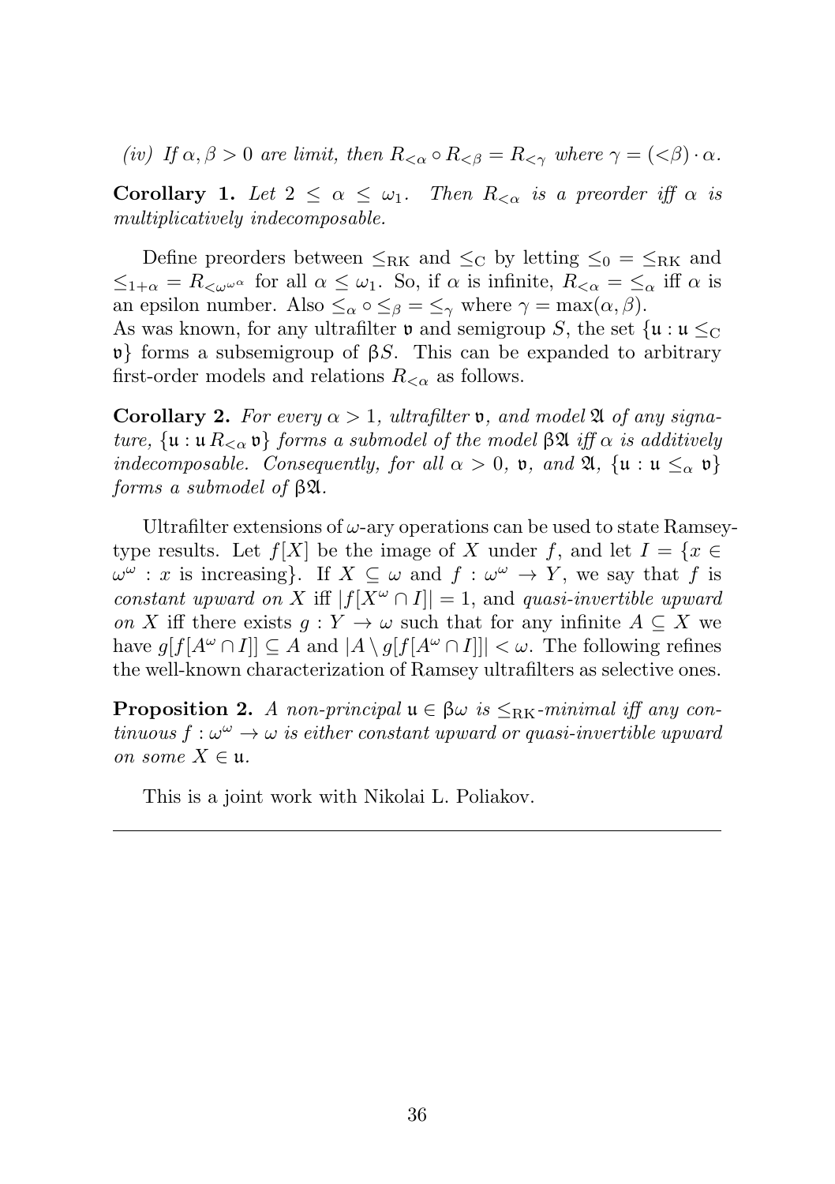*(iv) If $\alpha, \beta > 0$ are limit, then $R_{<\alpha} \circ R_{<\beta} = R_{<\gamma}$ where $\gamma = (<\beta) \cdot \alpha$.*

**Corollary 1.** *Let $2 \leq \alpha \leq \omega_1$. Then $R_{<\alpha}$ is a preorder iff $\alpha$ is multiplicatively indecomposable.*

Define preorders between $\leq_{\mathrm{RK}}$ and $\leq_{\mathrm{C}}$ by letting $\leq_0 = \leq_{\mathrm{RK}}$ and $\leq_{1+\alpha} = R_{<\omega^{\omega^\alpha}}$ for all $\alpha \leq \omega_1$. So, if $\alpha$ is infinite, $R_{<\alpha} = \leq_\alpha$ iff $\alpha$ is an epsilon number. Also $\leq_\alpha \circ \leq_\beta = \leq_\gamma$ where $\gamma = \max(\alpha, \beta)$.
As was known, for any ultrafilter $\mathfrak{v}$ and semigroup $S$, the set $\{\mathfrak{u} : \mathfrak{u} \leq_{\mathrm{C}} \mathfrak{v}\}$ forms a subsemigroup of $\beta S$. This can be expanded to arbitrary first-order models and relations $R_{<\alpha}$ as follows.

**Corollary 2.** *For every $\alpha > 1$, ultrafilter $\mathfrak{v}$, and model $\mathfrak{A}$ of any signature, $\{\mathfrak{u} : \mathfrak{u}\, R_{<\alpha}\, \mathfrak{v}\}$ forms a submodel of the model $\beta\mathfrak{A}$ iff $\alpha$ is additively indecomposable. Consequently, for all $\alpha > 0$, $\mathfrak{v}$, and $\mathfrak{A}$, $\{\mathfrak{u} : \mathfrak{u} \leq_\alpha \mathfrak{v}\}$ forms a submodel of $\beta\mathfrak{A}$.*

Ultrafilter extensions of $\omega$-ary operations can be used to state Ramsey-type results. Let $f[X]$ be the image of $X$ under $f$, and let $I = \{x \in \omega^\omega : x \text{ is increasing}\}$. If $X \subseteq \omega$ and $f : \omega^\omega \to Y$, we say that $f$ is *constant upward on $X$* iff $|f[X^\omega \cap I]| = 1$, and *quasi-invertible upward on $X$* iff there exists $g : Y \to \omega$ such that for any infinite $A \subseteq X$ we have $g[f[A^\omega \cap I]] \subseteq A$ and $|A \setminus g[f[A^\omega \cap I]]| < \omega$. The following refines the well-known characterization of Ramsey ultrafilters as selective ones.

**Proposition 2.** *A non-principal $\mathfrak{u} \in \beta\omega$ is $\leq_{\mathrm{RK}}$-minimal iff any continuous $f : \omega^\omega \to \omega$ is either constant upward or quasi-invertible upward on some $X \in \mathfrak{u}$.*

This is a joint work with Nikolai L. Poliakov.

---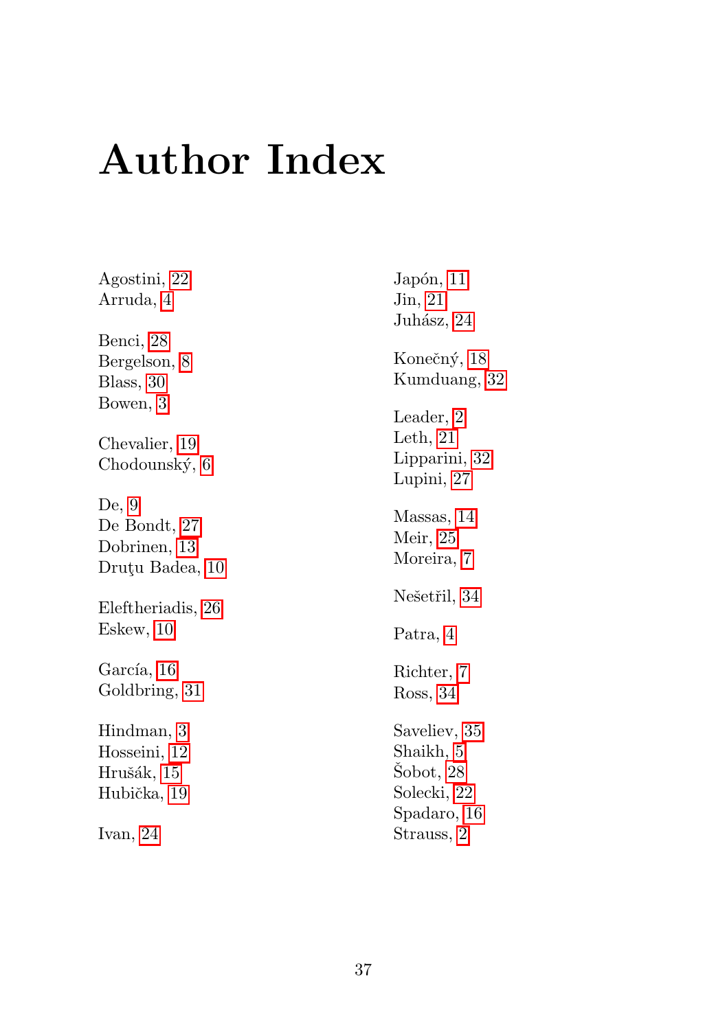# Author Index

Agostini, 22
Arruda, 4

Benci, 28
Bergelson, 8
Blass, 30
Bowen, 3

Chevalier, 19
Chodounský, 6

De, 9
De Bondt, 27
Dobrinen, 13
Druţu Badea, 10

Eleftheriadis, 26
Eskew, 10

García, 16
Goldbring, 31

Hindman, 3
Hosseini, 12
Hrušák, 15
Hubička, 19

Ivan, 24

Japón, 11
Jin, 21
Juhász, 24

Konečný, 18
Kumduang, 32

Leader, 2
Leth, 21
Lipparini, 32
Lupini, 27

Massas, 14
Meir, 25
Moreira, 7

Nešetřil, 34

Patra, 4

Richter, 7
Ross, 34

Saveliev, 35
Shaikh, 5
Šobot, 28
Solecki, 22
Spadaro, 16
Strauss, 2